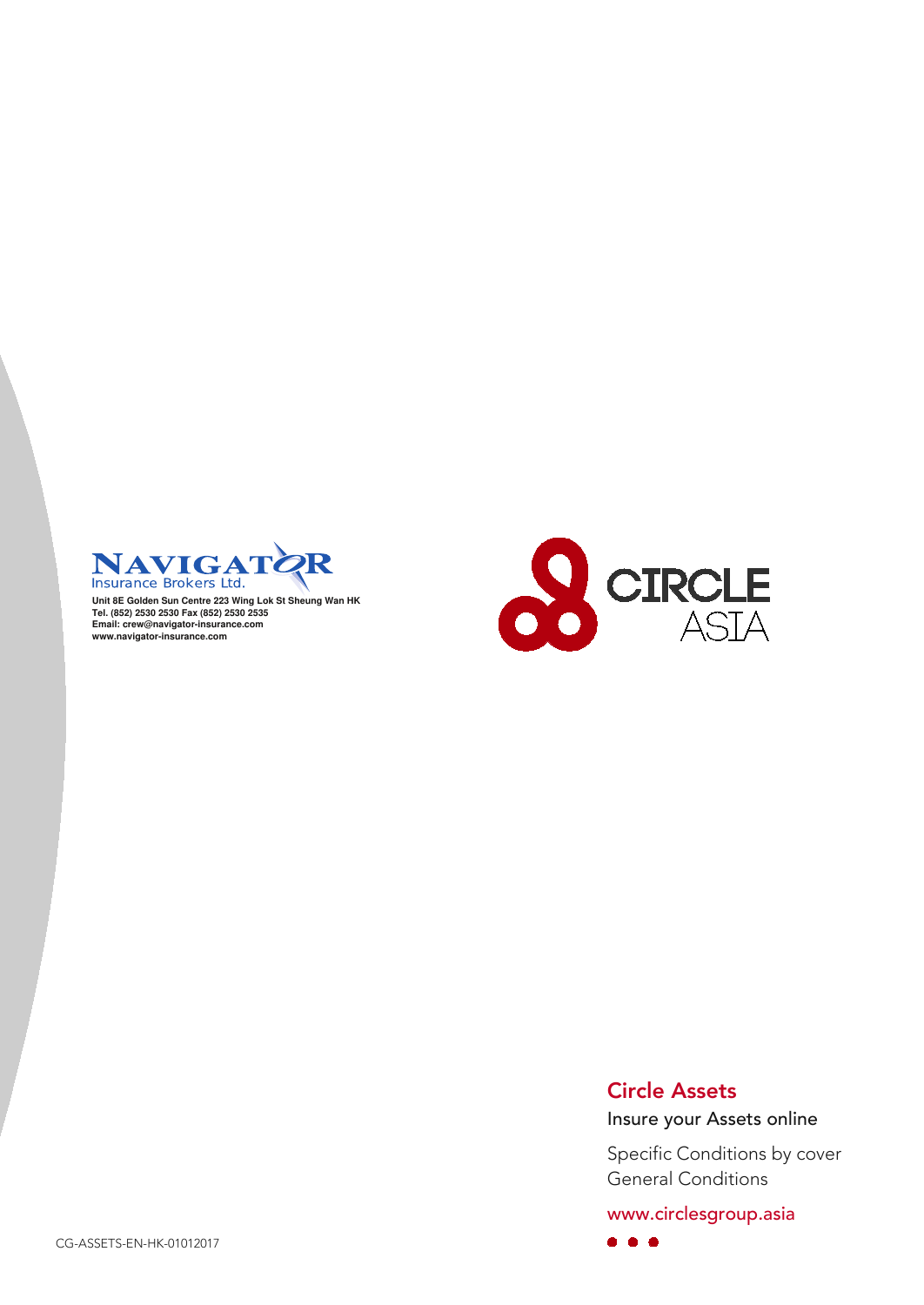NAVIGATOR
Insurance Brokers Ltd.

Unit 8E Golden Sun Centre 223 Wing Lok St Sheung Wan HK
Tel. (852) 2530 2530 Fax (852) 2530 2535
Email: crew@navigator-insurance.com
www.navigator-insurance.com

CIRCLE ASIA

# Circle Assets

## Insure your Assets online

Specific Conditions by cover
General Conditions

www.circlesgroup.asia

CG-ASSETS-EN-HK-01012017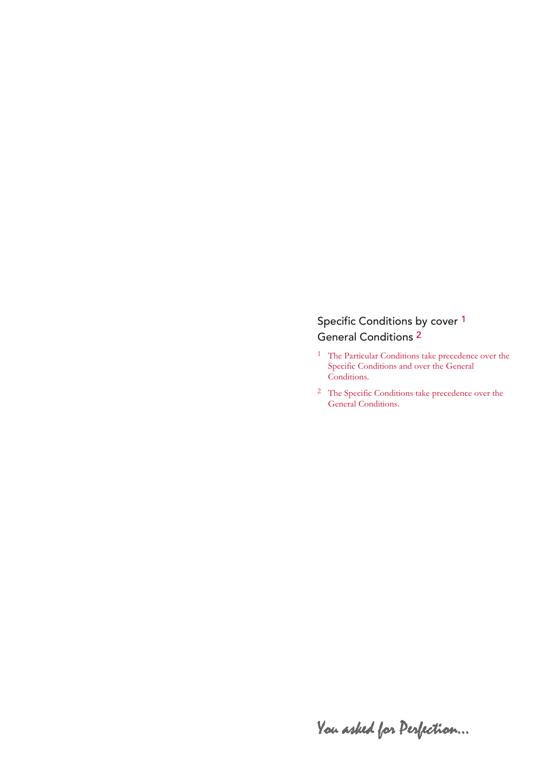Specific Conditions by cover [1]
General Conditions [2]

[1] The Particular Conditions take precedence over the Specific Conditions and over the General Conditions.

[2] The Specific Conditions take precedence over the General Conditions.

*You asked for Perfection...*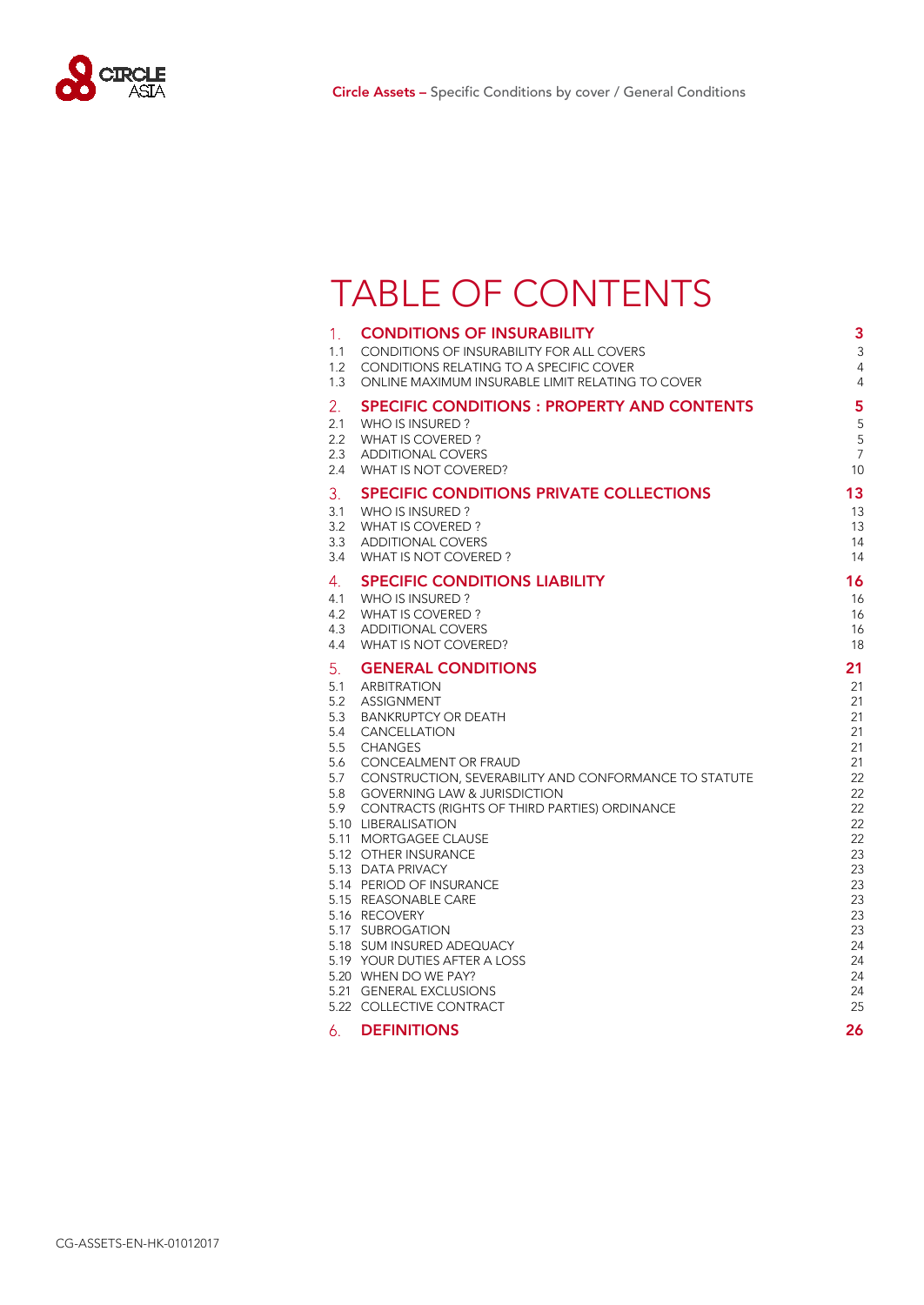# TABLE OF CONTENTS

| | | |
|---|---|---|
| **1.** | **CONDITIONS OF INSURABILITY** | **3** |
| 1.1 | CONDITIONS OF INSURABILITY FOR ALL COVERS | 3 |
| 1.2 | CONDITIONS RELATING TO A SPECIFIC COVER | 4 |
| 1.3 | ONLINE MAXIMUM INSURABLE LIMIT RELATING TO COVER | 4 |
| **2.** | **SPECIFIC CONDITIONS : PROPERTY AND CONTENTS** | **5** |
| 2.1 | WHO IS INSURED ? | 5 |
| 2.2 | WHAT IS COVERED ? | 5 |
| 2.3 | ADDITIONAL COVERS | 7 |
| 2.4 | WHAT IS NOT COVERED? | 10 |
| **3.** | **SPECIFIC CONDITIONS PRIVATE COLLECTIONS** | **13** |
| 3.1 | WHO IS INSURED ? | 13 |
| 3.2 | WHAT IS COVERED ? | 13 |
| 3.3 | ADDITIONAL COVERS | 14 |
| 3.4 | WHAT IS NOT COVERED ? | 14 |
| **4.** | **SPECIFIC CONDITIONS LIABILITY** | **16** |
| 4.1 | WHO IS INSURED ? | 16 |
| 4.2 | WHAT IS COVERED ? | 16 |
| 4.3 | ADDITIONAL COVERS | 16 |
| 4.4 | WHAT IS NOT COVERED? | 18 |
| **5.** | **GENERAL CONDITIONS** | **21** |
| 5.1 | ARBITRATION | 21 |
| 5.2 | ASSIGNMENT | 21 |
| 5.3 | BANKRUPTCY OR DEATH | 21 |
| 5.4 | CANCELLATION | 21 |
| 5.5 | CHANGES | 21 |
| 5.6 | CONCEALMENT OR FRAUD | 21 |
| 5.7 | CONSTRUCTION, SEVERABILITY AND CONFORMANCE TO STATUTE | 22 |
| 5.8 | GOVERNING LAW & JURISDICTION | 22 |
| 5.9 | CONTRACTS (RIGHTS OF THIRD PARTIES) ORDINANCE | 22 |
| 5.10 | LIBERALISATION | 22 |
| 5.11 | MORTGAGEE CLAUSE | 22 |
| 5.12 | OTHER INSURANCE | 23 |
| 5.13 | DATA PRIVACY | 23 |
| 5.14 | PERIOD OF INSURANCE | 23 |
| 5.15 | REASONABLE CARE | 23 |
| 5.16 | RECOVERY | 23 |
| 5.17 | SUBROGATION | 23 |
| 5.18 | SUM INSURED ADEQUACY | 24 |
| 5.19 | YOUR DUTIES AFTER A LOSS | 24 |
| 5.20 | WHEN DO WE PAY? | 24 |
| 5.21 | GENERAL EXCLUSIONS | 24 |
| 5.22 | COLLECTIVE CONTRACT | 25 |
| **6.** | **DEFINITIONS** | **26** |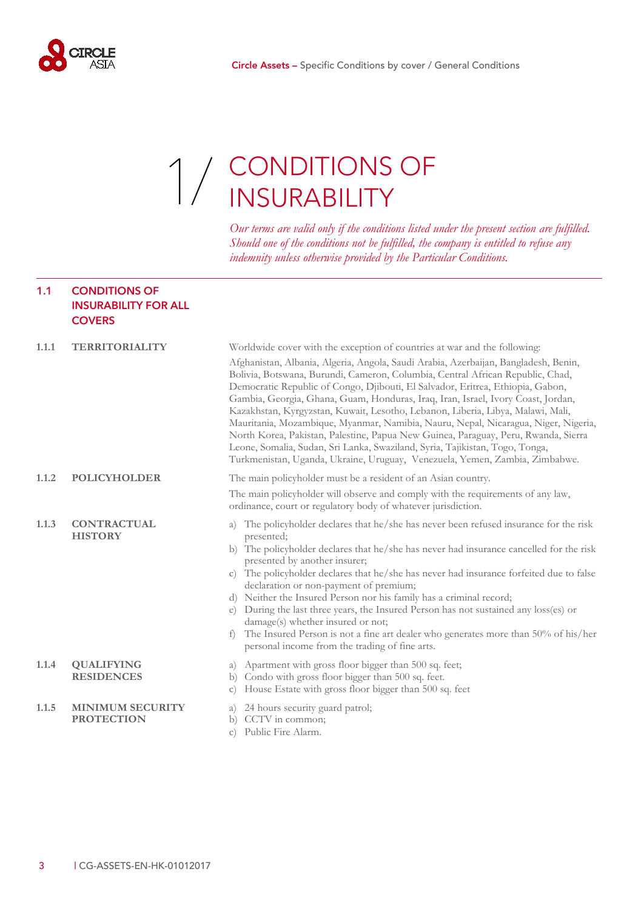# 1/ CONDITIONS OF INSURABILITY

*Our terms are valid only if the conditions listed under the present section are fulfilled. Should one of the conditions not be fulfilled, the company is entitled to refuse any indemnity unless otherwise provided by the Particular Conditions.*

## 1.1 CONDITIONS OF INSURABILITY FOR ALL COVERS

### 1.1.1 TERRITORIALITY

Worldwide cover with the exception of countries at war and the following:

Afghanistan, Albania, Algeria, Angola, Saudi Arabia, Azerbaijan, Bangladesh, Benin, Bolivia, Botswana, Burundi, Cameron, Columbia, Central African Republic, Chad, Democratic Republic of Congo, Djibouti, El Salvador, Eritrea, Ethiopia, Gabon, Gambia, Georgia, Ghana, Guam, Honduras, Iraq, Iran, Israel, Ivory Coast, Jordan, Kazakhstan, Kyrgyzstan, Kuwait, Lesotho, Lebanon, Liberia, Libya, Malawi, Mali, Mauritania, Mozambique, Myanmar, Namibia, Nauru, Nepal, Nicaragua, Niger, Nigeria, North Korea, Pakistan, Palestine, Papua New Guinea, Paraguay, Peru, Rwanda, Sierra Leone, Somalia, Sudan, Sri Lanka, Swaziland, Syria, Tajikistan, Togo, Tonga, Turkmenistan, Uganda, Ukraine, Uruguay, Venezuela, Yemen, Zambia, Zimbabwe.

### 1.1.2 POLICYHOLDER

The main policyholder must be a resident of an Asian country.

The main policyholder will observe and comply with the requirements of any law, ordinance, court or regulatory body of whatever jurisdiction.

### 1.1.3 CONTRACTUAL HISTORY

a) The policyholder declares that he/she has never been refused insurance for the risk presented;
b) The policyholder declares that he/she has never had insurance cancelled for the risk presented by another insurer;
c) The policyholder declares that he/she has never had insurance forfeited due to false declaration or non-payment of premium;
d) Neither the Insured Person nor his family has a criminal record;
e) During the last three years, the Insured Person has not sustained any loss(es) or damage(s) whether insured or not;
f) The Insured Person is not a fine art dealer who generates more than 50% of his/her personal income from the trading of fine arts.

### 1.1.4 QUALIFYING RESIDENCES

a) Apartment with gross floor bigger than 500 sq. feet;
b) Condo with gross floor bigger than 500 sq. feet.
c) House Estate with gross floor bigger than 500 sq. feet

### 1.1.5 MINIMUM SECURITY PROTECTION

a) 24 hours security guard patrol;
b) CCTV in common;
c) Public Fire Alarm.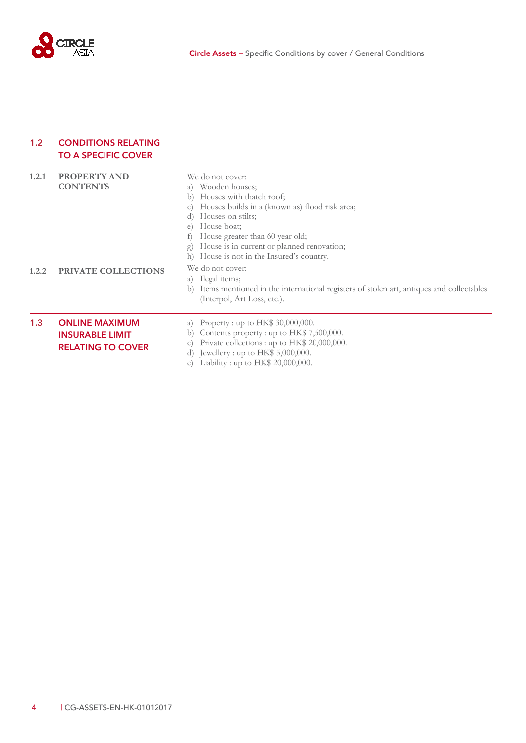## 1.2 CONDITIONS RELATING TO A SPECIFIC COVER

### 1.2.1 PROPERTY AND CONTENTS

We do not cover:

a) Wooden houses;
b) Houses with thatch roof;
c) Houses builds in a (known as) flood risk area;
d) Houses on stilts;
e) House boat;
f) House greater than 60 year old;
g) House is in current or planned renovation;
h) House is not in the Insured's country.

### 1.2.2 PRIVATE COLLECTIONS

We do not cover:

a) Ilegal items;
b) Items mentioned in the international registers of stolen art, antiques and collectables (Interpol, Art Loss, etc.).

## 1.3 ONLINE MAXIMUM INSURABLE LIMIT RELATING TO COVER

a) Property : up to HK$ 30,000,000.
b) Contents property : up to HK$ 7,500,000.
c) Private collections : up to HK$ 20,000,000.
d) Jewellery : up to HK$ 5,000,000.
e) Liability : up to HK$ 20,000,000.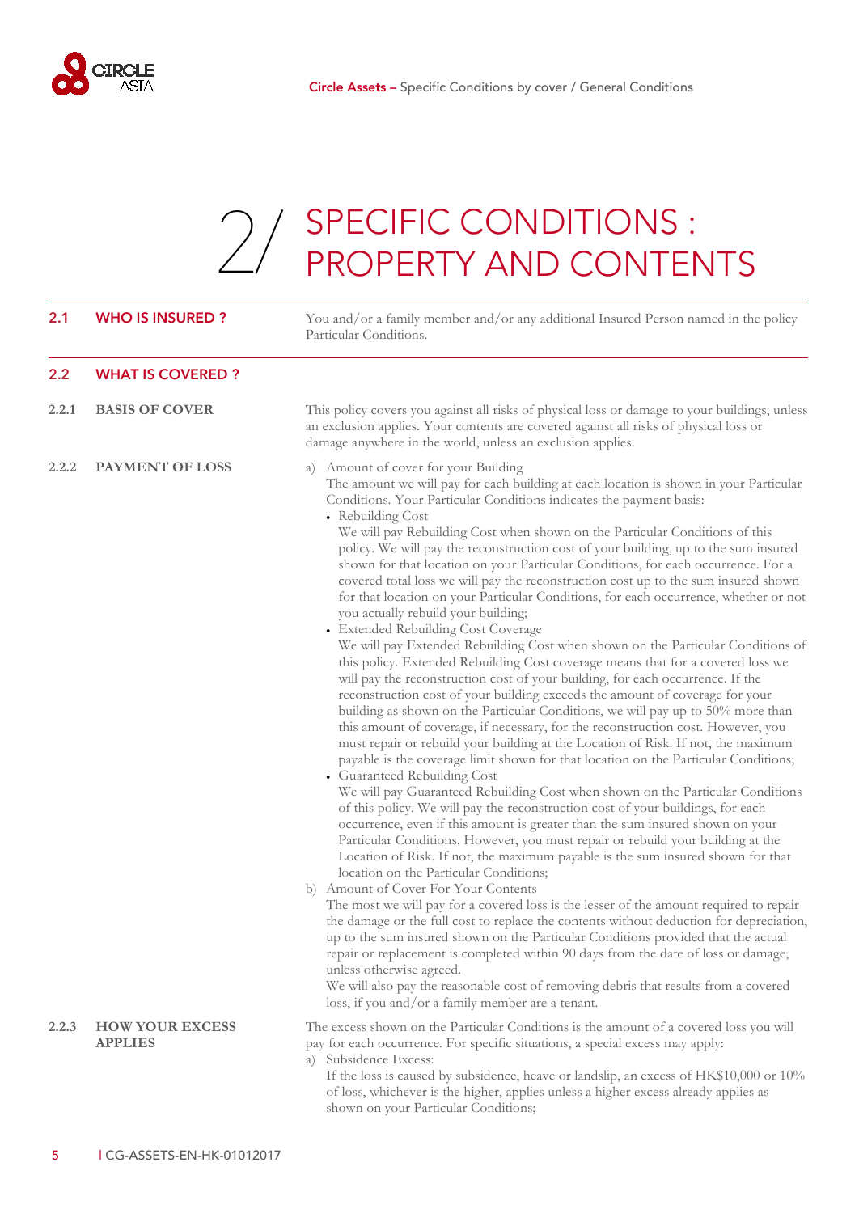# 2/ SPECIFIC CONDITIONS : PROPERTY AND CONTENTS

## 2.1 WHO IS INSURED ?

You and/or a family member and/or any additional Insured Person named in the policy Particular Conditions.

## 2.2 WHAT IS COVERED ?

### 2.2.1 BASIS OF COVER

This policy covers you against all risks of physical loss or damage to your buildings, unless an exclusion applies. Your contents are covered against all risks of physical loss or damage anywhere in the world, unless an exclusion applies.

### 2.2.2 PAYMENT OF LOSS

a) Amount of cover for your Building
The amount we will pay for each building at each location is shown in your Particular Conditions. Your Particular Conditions indicates the payment basis:

- Rebuilding Cost
  We will pay Rebuilding Cost when shown on the Particular Conditions of this policy. We will pay the reconstruction cost of your building, up to the sum insured shown for that location on your Particular Conditions, for each occurrence. For a covered total loss we will pay the reconstruction cost up to the sum insured shown for that location on your Particular Conditions, for each occurrence, whether or not you actually rebuild your building;
- Extended Rebuilding Cost Coverage
  We will pay Extended Rebuilding Cost when shown on the Particular Conditions of this policy. Extended Rebuilding Cost coverage means that for a covered loss we will pay the reconstruction cost of your building, for each occurrence. If the reconstruction cost of your building exceeds the amount of coverage for your building as shown on the Particular Conditions, we will pay up to 50% more than this amount of coverage, if necessary, for the reconstruction cost. However, you must repair or rebuild your building at the Location of Risk. If not, the maximum payable is the coverage limit shown for that location on the Particular Conditions;
- Guaranteed Rebuilding Cost
  We will pay Guaranteed Rebuilding Cost when shown on the Particular Conditions of this policy. We will pay the reconstruction cost of your buildings, for each occurrence, even if this amount is greater than the sum insured shown on your Particular Conditions. However, you must repair or rebuild your building at the Location of Risk. If not, the maximum payable is the sum insured shown for that location on the Particular Conditions;

b) Amount of Cover For Your Contents
The most we will pay for a covered loss is the lesser of the amount required to repair the damage or the full cost to replace the contents without deduction for depreciation, up to the sum insured shown on the Particular Conditions provided that the actual repair or replacement is completed within 90 days from the date of loss or damage, unless otherwise agreed.
We will also pay the reasonable cost of removing debris that results from a covered loss, if you and/or a family member are a tenant.

### 2.2.3 HOW YOUR EXCESS APPLIES

The excess shown on the Particular Conditions is the amount of a covered loss you will pay for each occurrence. For specific situations, a special excess may apply:

a) Subsidence Excess:
If the loss is caused by subsidence, heave or landslip, an excess of HK$10,000 or 10% of loss, whichever is the higher, applies unless a higher excess already applies as shown on your Particular Conditions;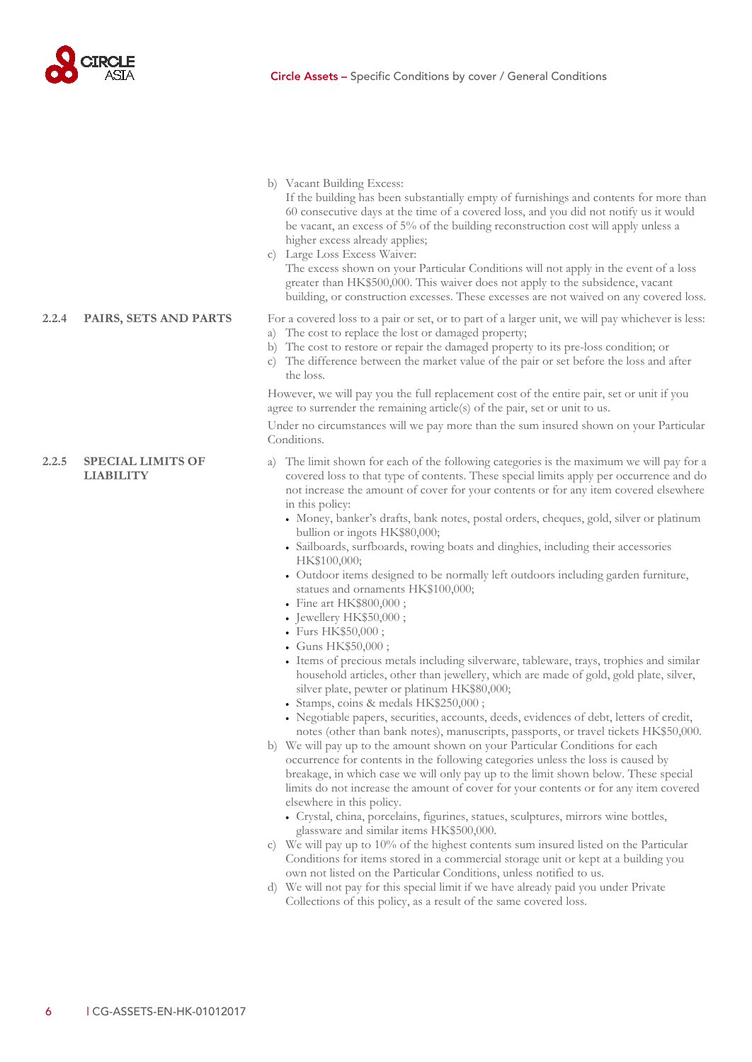b) Vacant Building Excess:
   If the building has been substantially empty of furnishings and contents for more than 60 consecutive days at the time of a covered loss, and you did not notify us it would be vacant, an excess of 5% of the building reconstruction cost will apply unless a higher excess already applies;

c) Large Loss Excess Waiver:
   The excess shown on your Particular Conditions will not apply in the event of a loss greater than HK$500,000. This waiver does not apply to the subsidence, vacant building, or construction excesses. These excesses are not waived on any covered loss.

### 2.2.4 PAIRS, SETS AND PARTS

For a covered loss to a pair or set, or to part of a larger unit, we will pay whichever is less:

a) The cost to replace the lost or damaged property;
b) The cost to restore or repair the damaged property to its pre-loss condition; or
c) The difference between the market value of the pair or set before the loss and after the loss.

However, we will pay you the full replacement cost of the entire pair, set or unit if you agree to surrender the remaining article(s) of the pair, set or unit to us.

Under no circumstances will we pay more than the sum insured shown on your Particular Conditions.

### 2.2.5 SPECIAL LIMITS OF LIABILITY

a) The limit shown for each of the following categories is the maximum we will pay for a covered loss to that type of contents. These special limits apply per occurrence and do not increase the amount of cover for your contents or for any item covered elsewhere in this policy:
   - Money, banker's drafts, bank notes, postal orders, cheques, gold, silver or platinum bullion or ingots HK$80,000;
   - Sailboards, surfboards, rowing boats and dinghies, including their accessories HK$100,000;
   - Outdoor items designed to be normally left outdoors including garden furniture, statues and ornaments HK$100,000;
   - Fine art HK$800,000 ;
   - Jewellery HK$50,000 ;
   - Furs HK$50,000 ;
   - Guns HK$50,000 ;
   - Items of precious metals including silverware, tableware, trays, trophies and similar household articles, other than jewellery, which are made of gold, gold plate, silver, silver plate, pewter or platinum HK$80,000;
   - Stamps, coins & medals HK$250,000 ;
   - Negotiable papers, securities, accounts, deeds, evidences of debt, letters of credit, notes (other than bank notes), manuscripts, passports, or travel tickets HK$50,000.

b) We will pay up to the amount shown on your Particular Conditions for each occurrence for contents in the following categories unless the loss is caused by breakage, in which case we will only pay up to the limit shown below. These special limits do not increase the amount of cover for your contents or for any item covered elsewhere in this policy.
   - Crystal, china, porcelains, figurines, statues, sculptures, mirrors wine bottles, glassware and similar items HK$500,000.

c) We will pay up to 10% of the highest contents sum insured listed on the Particular Conditions for items stored in a commercial storage unit or kept at a building you own not listed on the Particular Conditions, unless notified to us.

d) We will not pay for this special limit if we have already paid you under Private Collections of this policy, as a result of the same covered loss.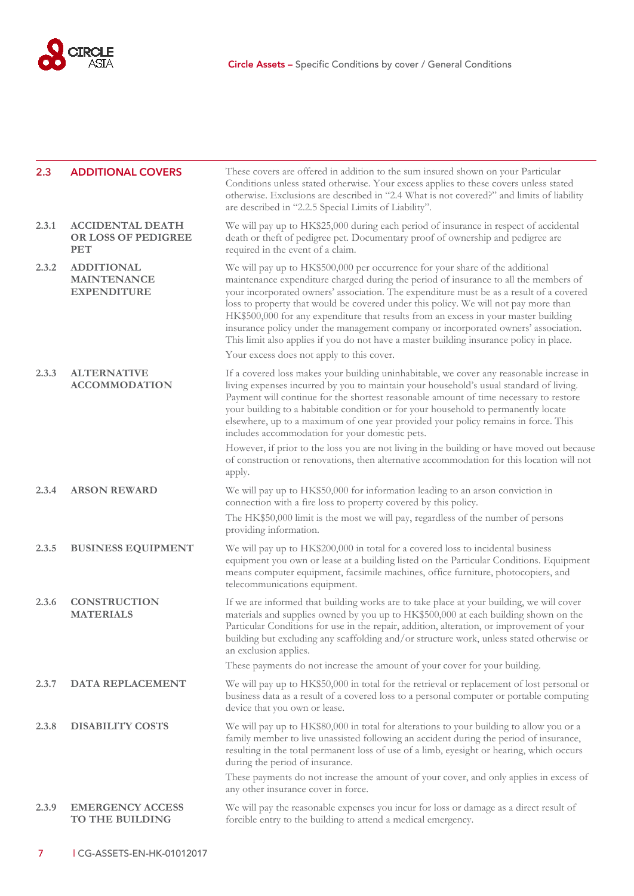## 2.3 ADDITIONAL COVERS

These covers are offered in addition to the sum insured shown on your Particular Conditions unless stated otherwise. Your excess applies to these covers unless stated otherwise. Exclusions are described in "2.4 What is not covered?" and limits of liability are described in "2.2.5 Special Limits of Liability".

### 2.3.1 ACCIDENTAL DEATH OR LOSS OF PEDIGREE PET

We will pay up to HK$25,000 during each period of insurance in respect of accidental death or theft of pedigree pet. Documentary proof of ownership and pedigree are required in the event of a claim.

### 2.3.2 ADDITIONAL MAINTENANCE EXPENDITURE

We will pay up to HK$500,000 per occurrence for your share of the additional maintenance expenditure charged during the period of insurance to all the members of your incorporated owners' association. The expenditure must be as a result of a covered loss to property that would be covered under this policy. We will not pay more than HK$500,000 for any expenditure that results from an excess in your master building insurance policy under the management company or incorporated owners' association. This limit also applies if you do not have a master building insurance policy in place.

Your excess does not apply to this cover.

### 2.3.3 ALTERNATIVE ACCOMMODATION

If a covered loss makes your building uninhabitable, we cover any reasonable increase in living expenses incurred by you to maintain your household's usual standard of living. Payment will continue for the shortest reasonable amount of time necessary to restore your building to a habitable condition or for your household to permanently locate elsewhere, up to a maximum of one year provided your policy remains in force. This includes accommodation for your domestic pets.

However, if prior to the loss you are not living in the building or have moved out because of construction or renovations, then alternative accommodation for this location will not apply.

### 2.3.4 ARSON REWARD

We will pay up to HK$50,000 for information leading to an arson conviction in connection with a fire loss to property covered by this policy.

The HK$50,000 limit is the most we will pay, regardless of the number of persons providing information.

### 2.3.5 BUSINESS EQUIPMENT

We will pay up to HK$200,000 in total for a covered loss to incidental business equipment you own or lease at a building listed on the Particular Conditions. Equipment means computer equipment, facsimile machines, office furniture, photocopiers, and telecommunications equipment.

### 2.3.6 CONSTRUCTION MATERIALS

If we are informed that building works are to take place at your building, we will cover materials and supplies owned by you up to HK$500,000 at each building shown on the Particular Conditions for use in the repair, addition, alteration, or improvement of your building but excluding any scaffolding and/or structure work, unless stated otherwise or an exclusion applies.

These payments do not increase the amount of your cover for your building.

### 2.3.7 DATA REPLACEMENT

We will pay up to HK$50,000 in total for the retrieval or replacement of lost personal or business data as a result of a covered loss to a personal computer or portable computing device that you own or lease.

### 2.3.8 DISABILITY COSTS

We will pay up to HK$80,000 in total for alterations to your building to allow you or a family member to live unassisted following an accident during the period of insurance, resulting in the total permanent loss of use of a limb, eyesight or hearing, which occurs during the period of insurance.

These payments do not increase the amount of your cover, and only applies in excess of any other insurance cover in force.

### 2.3.9 EMERGENCY ACCESS TO THE BUILDING

We will pay the reasonable expenses you incur for loss or damage as a direct result of forcible entry to the building to attend a medical emergency.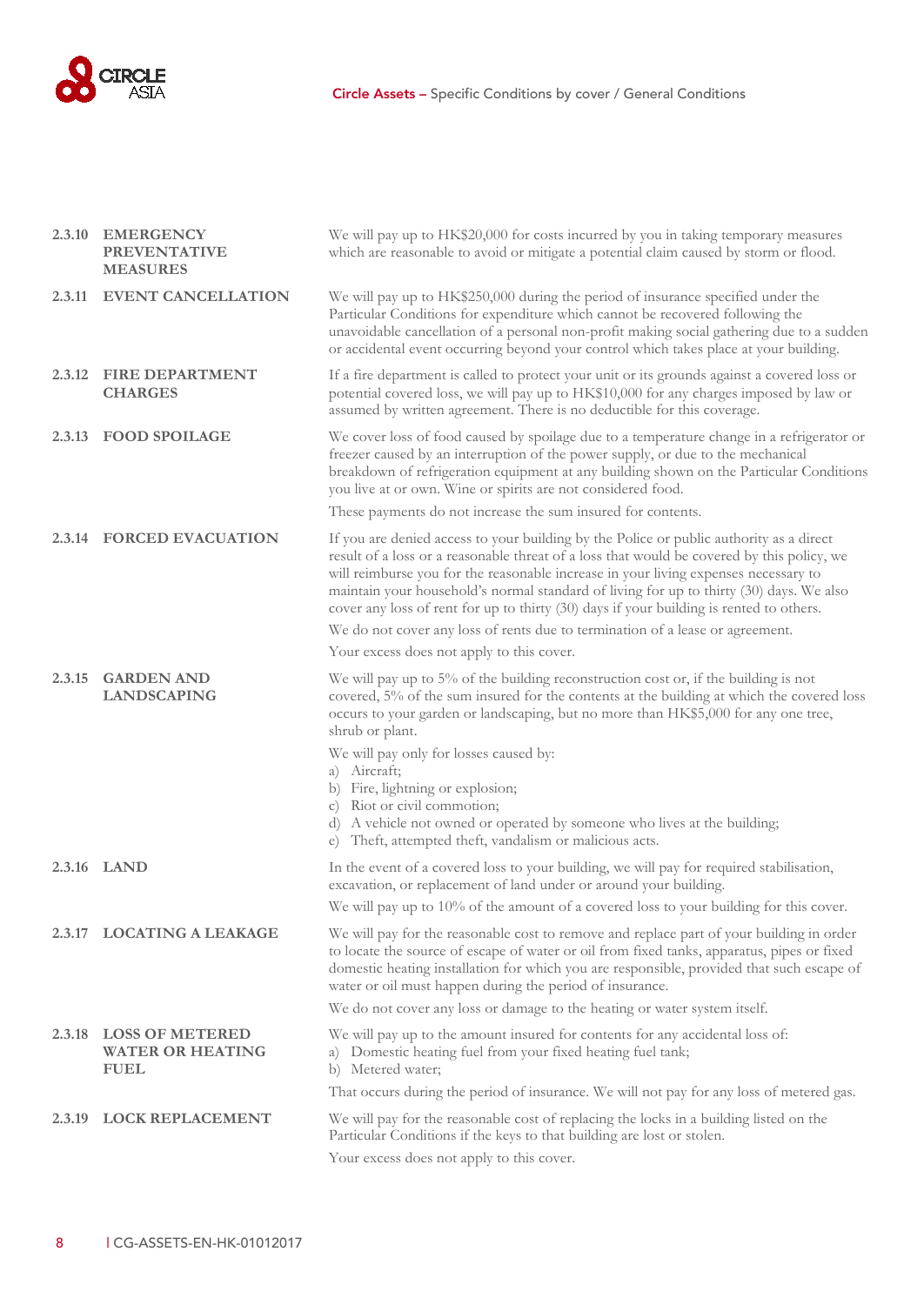#### 2.3.10 EMERGENCY PREVENTATIVE MEASURES

We will pay up to HK$20,000 for costs incurred by you in taking temporary measures which are reasonable to avoid or mitigate a potential claim caused by storm or flood.

#### 2.3.11 EVENT CANCELLATION

We will pay up to HK$250,000 during the period of insurance specified under the Particular Conditions for expenditure which cannot be recovered following the unavoidable cancellation of a personal non-profit making social gathering due to a sudden or accidental event occurring beyond your control which takes place at your building.

#### 2.3.12 FIRE DEPARTMENT CHARGES

If a fire department is called to protect your unit or its grounds against a covered loss or potential covered loss, we will pay up to HK$10,000 for any charges imposed by law or assumed by written agreement. There is no deductible for this coverage.

#### 2.3.13 FOOD SPOILAGE

We cover loss of food caused by spoilage due to a temperature change in a refrigerator or freezer caused by an interruption of the power supply, or due to the mechanical breakdown of refrigeration equipment at any building shown on the Particular Conditions you live at or own. Wine or spirits are not considered food.

These payments do not increase the sum insured for contents.

#### 2.3.14 FORCED EVACUATION

If you are denied access to your building by the Police or public authority as a direct result of a loss or a reasonable threat of a loss that would be covered by this policy, we will reimburse you for the reasonable increase in your living expenses necessary to maintain your household's normal standard of living for up to thirty (30) days. We also cover any loss of rent for up to thirty (30) days if your building is rented to others.

We do not cover any loss of rents due to termination of a lease or agreement.

Your excess does not apply to this cover.

#### 2.3.15 GARDEN AND LANDSCAPING

We will pay up to 5% of the building reconstruction cost or, if the building is not covered, 5% of the sum insured for the contents at the building at which the covered loss occurs to your garden or landscaping, but no more than HK$5,000 for any one tree, shrub or plant.

We will pay only for losses caused by:

a) Aircraft;
b) Fire, lightning or explosion;
c) Riot or civil commotion;
d) A vehicle not owned or operated by someone who lives at the building;
e) Theft, attempted theft, vandalism or malicious acts.

#### 2.3.16 LAND

In the event of a covered loss to your building, we will pay for required stabilisation, excavation, or replacement of land under or around your building.

We will pay up to 10% of the amount of a covered loss to your building for this cover.

#### 2.3.17 LOCATING A LEAKAGE

We will pay for the reasonable cost to remove and replace part of your building in order to locate the source of escape of water or oil from fixed tanks, apparatus, pipes or fixed domestic heating installation for which you are responsible, provided that such escape of water or oil must happen during the period of insurance.

We do not cover any loss or damage to the heating or water system itself.

#### 2.3.18 LOSS OF METERED WATER OR HEATING FUEL

We will pay up to the amount insured for contents for any accidental loss of:

a) Domestic heating fuel from your fixed heating fuel tank;
b) Metered water;

That occurs during the period of insurance. We will not pay for any loss of metered gas.

#### 2.3.19 LOCK REPLACEMENT

We will pay for the reasonable cost of replacing the locks in a building listed on the Particular Conditions if the keys to that building are lost or stolen.

Your excess does not apply to this cover.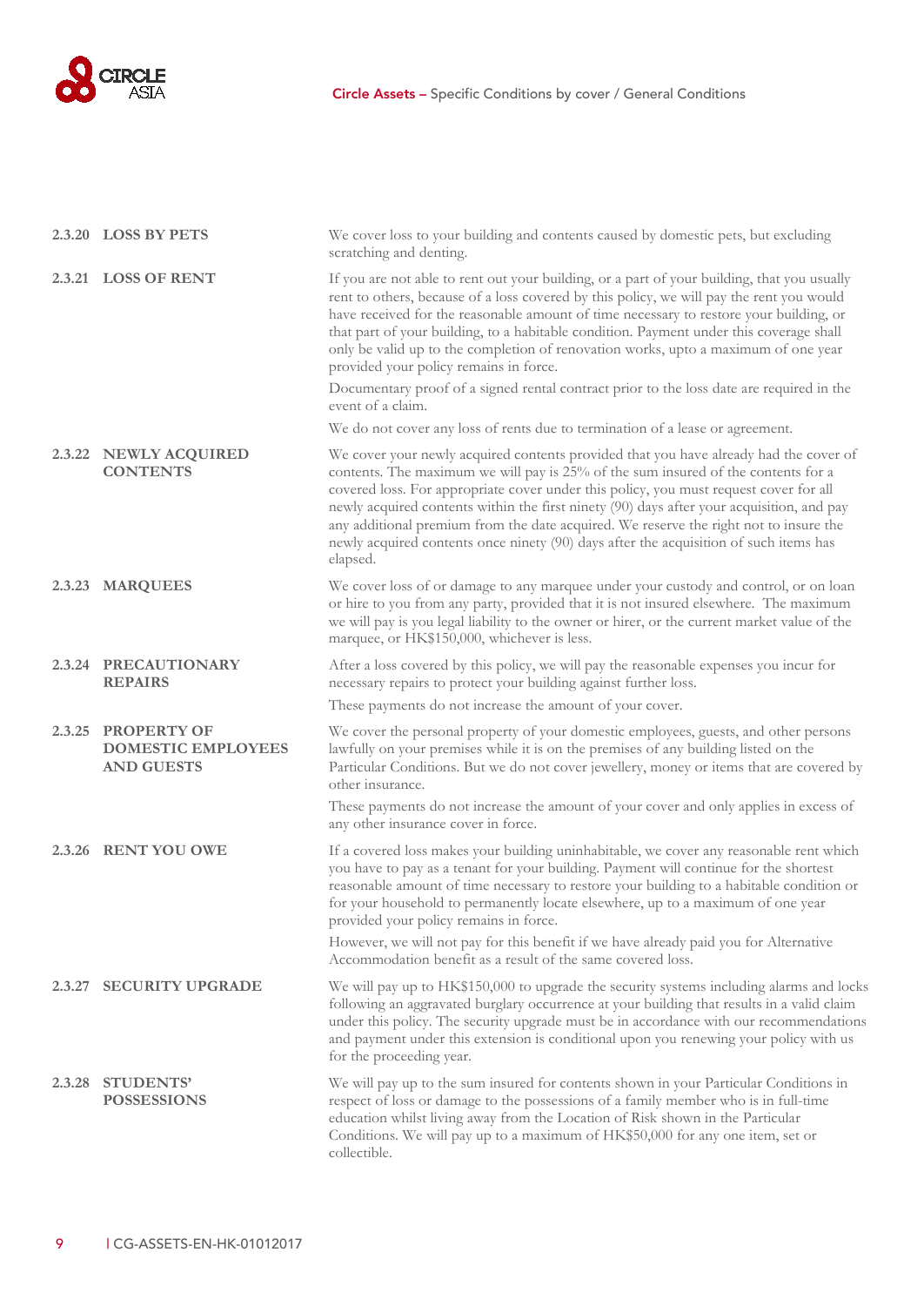### 2.3.20 LOSS BY PETS

We cover loss to your building and contents caused by domestic pets, but excluding scratching and denting.

### 2.3.21 LOSS OF RENT

If you are not able to rent out your building, or a part of your building, that you usually rent to others, because of a loss covered by this policy, we will pay the rent you would have received for the reasonable amount of time necessary to restore your building, or that part of your building, to a habitable condition. Payment under this coverage shall only be valid up to the completion of renovation works, upto a maximum of one year provided your policy remains in force.

Documentary proof of a signed rental contract prior to the loss date are required in the event of a claim.

We do not cover any loss of rents due to termination of a lease or agreement.

### 2.3.22 NEWLY ACQUIRED CONTENTS

We cover your newly acquired contents provided that you have already had the cover of contents. The maximum we will pay is 25% of the sum insured of the contents for a covered loss. For appropriate cover under this policy, you must request cover for all newly acquired contents within the first ninety (90) days after your acquisition, and pay any additional premium from the date acquired. We reserve the right not to insure the newly acquired contents once ninety (90) days after the acquisition of such items has elapsed.

### 2.3.23 MARQUEES

We cover loss of or damage to any marquee under your custody and control, or on loan or hire to you from any party, provided that it is not insured elsewhere. The maximum we will pay is you legal liability to the owner or hirer, or the current market value of the marquee, or HK$150,000, whichever is less.

### 2.3.24 PRECAUTIONARY REPAIRS

After a loss covered by this policy, we will pay the reasonable expenses you incur for necessary repairs to protect your building against further loss.

These payments do not increase the amount of your cover.

### 2.3.25 PROPERTY OF DOMESTIC EMPLOYEES AND GUESTS

We cover the personal property of your domestic employees, guests, and other persons lawfully on your premises while it is on the premises of any building listed on the Particular Conditions. But we do not cover jewellery, money or items that are covered by other insurance.

These payments do not increase the amount of your cover and only applies in excess of any other insurance cover in force.

### 2.3.26 RENT YOU OWE

If a covered loss makes your building uninhabitable, we cover any reasonable rent which you have to pay as a tenant for your building. Payment will continue for the shortest reasonable amount of time necessary to restore your building to a habitable condition or for your household to permanently locate elsewhere, up to a maximum of one year provided your policy remains in force.

However, we will not pay for this benefit if we have already paid you for Alternative Accommodation benefit as a result of the same covered loss.

### 2.3.27 SECURITY UPGRADE

We will pay up to HK$150,000 to upgrade the security systems including alarms and locks following an aggravated burglary occurrence at your building that results in a valid claim under this policy. The security upgrade must be in accordance with our recommendations and payment under this extension is conditional upon you renewing your policy with us for the proceeding year.

### 2.3.28 STUDENTS' POSSESSIONS

We will pay up to the sum insured for contents shown in your Particular Conditions in respect of loss or damage to the possessions of a family member who is in full-time education whilst living away from the Location of Risk shown in the Particular Conditions. We will pay up to a maximum of HK$50,000 for any one item, set or collectible.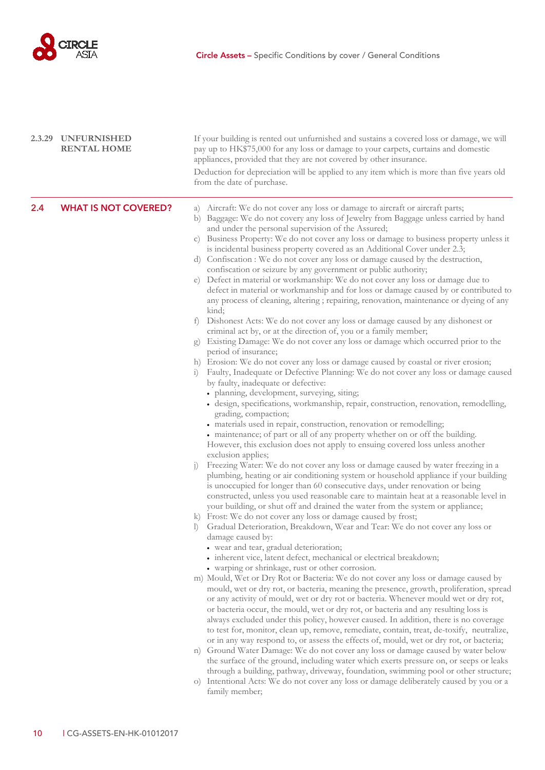### 2.3.29 UNFURNISHED RENTAL HOME

If your building is rented out unfurnished and sustains a covered loss or damage, we will pay up to HK$75,000 for any loss or damage to your carpets, curtains and domestic appliances, provided that they are not covered by other insurance.

Deduction for depreciation will be applied to any item which is more than five years old from the date of purchase.

## 2.4 WHAT IS NOT COVERED?

a) Aircraft: We do not cover any loss or damage to aircraft or aircraft parts;

b) Baggage: We do not covery any loss of Jewelry from Baggage unless carried by hand and under the personal supervision of the Assured;

c) Business Property: We do not cover any loss or damage to business property unless it is incidental business property covered as an Additional Cover under 2.3;

d) Confiscation : We do not cover any loss or damage caused by the destruction, confiscation or seizure by any government or public authority;

e) Defect in material or workmanship: We do not cover any loss or damage due to defect in material or workmanship and for loss or damage caused by or contributed to any process of cleaning, altering ; repairing, renovation, maintenance or dyeing of any kind;

f) Dishonest Acts: We do not cover any loss or damage caused by any dishonest or criminal act by, or at the direction of, you or a family member;

g) Existing Damage: We do not cover any loss or damage which occurred prior to the period of insurance;

h) Erosion: We do not cover any loss or damage caused by coastal or river erosion;

i) Faulty, Inadequate or Defective Planning: We do not cover any loss or damage caused by faulty, inadequate or defective:
- planning, development, surveying, siting;
- design, specifications, workmanship, repair, construction, renovation, remodelling, grading, compaction;
- materials used in repair, construction, renovation or remodelling;
- maintenance; of part or all of any property whether on or off the building.

However, this exclusion does not apply to ensuing covered loss unless another exclusion applies;

j) Freezing Water: We do not cover any loss or damage caused by water freezing in a plumbing, heating or air conditioning system or household appliance if your building is unoccupied for longer than 60 consecutive days, under renovation or being constructed, unless you used reasonable care to maintain heat at a reasonable level in your building, or shut off and drained the water from the system or appliance;

k) Frost: We do not cover any loss or damage caused by frost;

l) Gradual Deterioration, Breakdown, Wear and Tear: We do not cover any loss or damage caused by:
- wear and tear, gradual deterioration;
- inherent vice, latent defect, mechanical or electrical breakdown;
- warping or shrinkage, rust or other corrosion.

m) Mould, Wet or Dry Rot or Bacteria: We do not cover any loss or damage caused by mould, wet or dry rot, or bacteria, meaning the presence, growth, proliferation, spread or any activity of mould, wet or dry rot or bacteria. Whenever mould wet or dry rot, or bacteria occur, the mould, wet or dry rot, or bacteria and any resulting loss is always excluded under this policy, however caused. In addition, there is no coverage to test for, monitor, clean up, remove, remediate, contain, treat, de-toxify, neutralize, or in any way respond to, or assess the effects of, mould, wet or dry rot, or bacteria;

n) Ground Water Damage: We do not cover any loss or damage caused by water below the surface of the ground, including water which exerts pressure on, or seeps or leaks through a building, pathway, driveway, foundation, swimming pool or other structure;

o) Intentional Acts: We do not cover any loss or damage deliberately caused by you or a family member;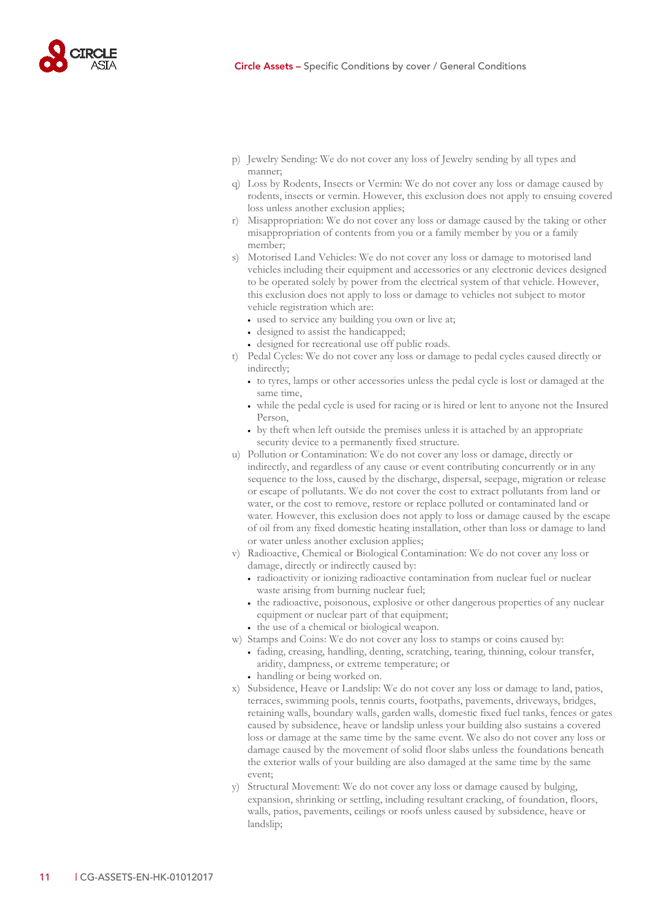p) Jewelry Sending: We do not cover any loss of Jewelry sending by all types and manner;

q) Loss by Rodents, Insects or Vermin: We do not cover any loss or damage caused by rodents, insects or vermin. However, this exclusion does not apply to ensuing covered loss unless another exclusion applies;

r) Misappropriation: We do not cover any loss or damage caused by the taking or other misappropriation of contents from you or a family member by you or a family member;

s) Motorised Land Vehicles: We do not cover any loss or damage to motorised land vehicles including their equipment and accessories or any electronic devices designed to be operated solely by power from the electrical system of that vehicle. However, this exclusion does not apply to loss or damage to vehicles not subject to motor vehicle registration which are:
   - used to service any building you own or live at;
   - designed to assist the handicapped;
   - designed for recreational use off public roads.

t) Pedal Cycles: We do not cover any loss or damage to pedal cycles caused directly or indirectly;
   - to tyres, lamps or other accessories unless the pedal cycle is lost or damaged at the same time,
   - while the pedal cycle is used for racing or is hired or lent to anyone not the Insured Person,
   - by theft when left outside the premises unless it is attached by an appropriate security device to a permanently fixed structure.

u) Pollution or Contamination: We do not cover any loss or damage, directly or indirectly, and regardless of any cause or event contributing concurrently or in any sequence to the loss, caused by the discharge, dispersal, seepage, migration or release or escape of pollutants. We do not cover the cost to extract pollutants from land or water, or the cost to remove, restore or replace polluted or contaminated land or water. However, this exclusion does not apply to loss or damage caused by the escape of oil from any fixed domestic heating installation, other than loss or damage to land or water unless another exclusion applies;

v) Radioactive, Chemical or Biological Contamination: We do not cover any loss or damage, directly or indirectly caused by:
   - radioactivity or ionizing radioactive contamination from nuclear fuel or nuclear waste arising from burning nuclear fuel;
   - the radioactive, poisonous, explosive or other dangerous properties of any nuclear equipment or nuclear part of that equipment;
   - the use of a chemical or biological weapon.

w) Stamps and Coins: We do not cover any loss to stamps or coins caused by:
   - fading, creasing, handling, denting, scratching, tearing, thinning, colour transfer, aridity, dampness, or extreme temperature; or
   - handling or being worked on.

x) Subsidence, Heave or Landslip: We do not cover any loss or damage to land, patios, terraces, swimming pools, tennis courts, footpaths, pavements, driveways, bridges, retaining walls, boundary walls, garden walls, domestic fixed fuel tanks, fences or gates caused by subsidence, heave or landslip unless your building also sustains a covered loss or damage at the same time by the same event. We also do not cover any loss or damage caused by the movement of solid floor slabs unless the foundations beneath the exterior walls of your building are also damaged at the same time by the same event;

y) Structural Movement: We do not cover any loss or damage caused by bulging, expansion, shrinking or settling, including resultant cracking, of foundation, floors, walls, patios, pavements, ceilings or roofs unless caused by subsidence, heave or landslip;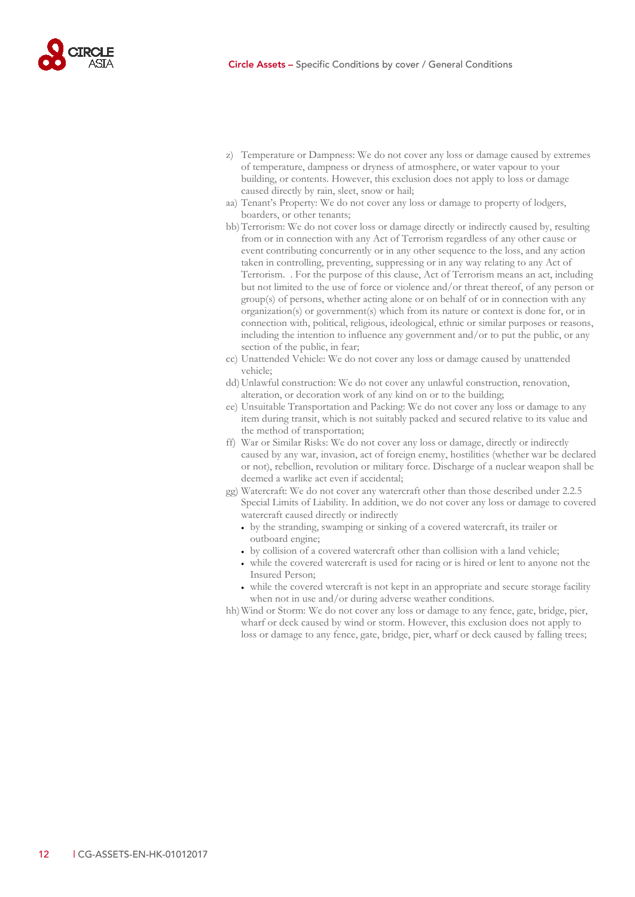z) Temperature or Dampness: We do not cover any loss or damage caused by extremes of temperature, dampness or dryness of atmosphere, or water vapour to your building, or contents. However, this exclusion does not apply to loss or damage caused directly by rain, sleet, snow or hail;

aa) Tenant's Property: We do not cover any loss or damage to property of lodgers, boarders, or other tenants;

bb) Terrorism: We do not cover loss or damage directly or indirectly caused by, resulting from or in connection with any Act of Terrorism regardless of any other cause or event contributing concurrently or in any other sequence to the loss, and any action taken in controlling, preventing, suppressing or in any way relating to any Act of Terrorism. . For the purpose of this clause, Act of Terrorism means an act, including but not limited to the use of force or violence and/or threat thereof, of any person or group(s) of persons, whether acting alone or on behalf of or in connection with any organization(s) or government(s) which from its nature or context is done for, or in connection with, political, religious, ideological, ethnic or similar purposes or reasons, including the intention to influence any government and/or to put the public, or any section of the public, in fear;

cc) Unattended Vehicle: We do not cover any loss or damage caused by unattended vehicle;

dd) Unlawful construction: We do not cover any unlawful construction, renovation, alteration, or decoration work of any kind on or to the building;

ee) Unsuitable Transportation and Packing: We do not cover any loss or damage to any item during transit, which is not suitably packed and secured relative to its value and the method of transportation;

ff) War or Similar Risks: We do not cover any loss or damage, directly or indirectly caused by any war, invasion, act of foreign enemy, hostilities (whether war be declared or not), rebellion, revolution or military force. Discharge of a nuclear weapon shall be deemed a warlike act even if accidental;

gg) Watercraft: We do not cover any watercraft other than those described under 2.2.5 Special Limits of Liability. In addition, we do not cover any loss or damage to covered watercraft caused directly or indirectly
- by the stranding, swamping or sinking of a covered watercraft, its trailer or outboard engine;
- by collision of a covered watercraft other than collision with a land vehicle;
- while the covered watercraft is used for racing or is hired or lent to anyone not the Insured Person;
- while the covered wtercraft is not kept in an appropriate and secure storage facility when not in use and/or during adverse weather conditions.

hh) Wind or Storm: We do not cover any loss or damage to any fence, gate, bridge, pier, wharf or deck caused by wind or storm. However, this exclusion does not apply to loss or damage to any fence, gate, bridge, pier, wharf or deck caused by falling trees;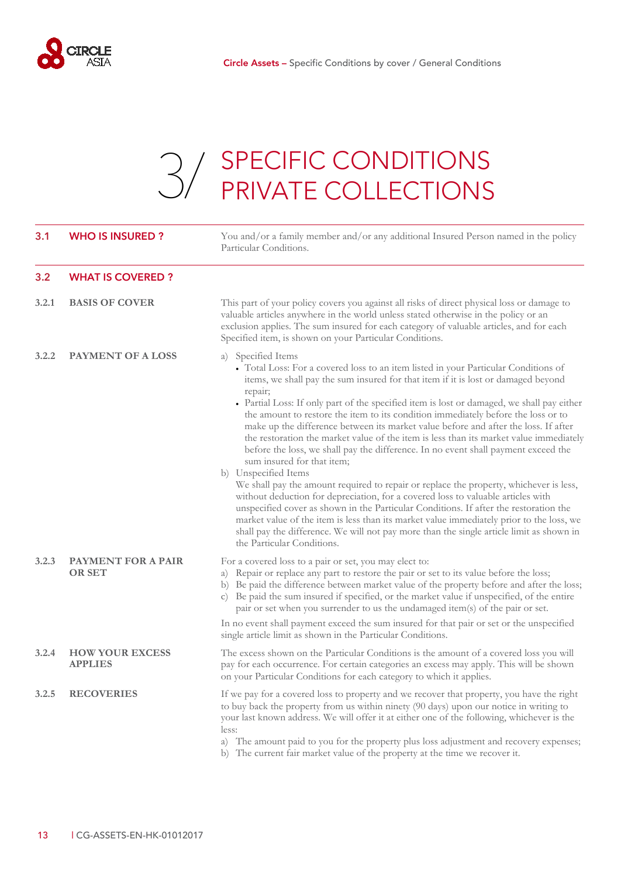# 3/ SPECIFIC CONDITIONS PRIVATE COLLECTIONS

## 3.1 WHO IS INSURED ?

You and/or a family member and/or any additional Insured Person named in the policy Particular Conditions.

## 3.2 WHAT IS COVERED ?

### 3.2.1 BASIS OF COVER

This part of your policy covers you against all risks of direct physical loss or damage to valuable articles anywhere in the world unless stated otherwise in the policy or an exclusion applies. The sum insured for each category of valuable articles, and for each Specified item, is shown on your Particular Conditions.

### 3.2.2 PAYMENT OF A LOSS

a) Specified Items
- Total Loss: For a covered loss to an item listed in your Particular Conditions of items, we shall pay the sum insured for that item if it is lost or damaged beyond repair;
- Partial Loss: If only part of the specified item is lost or damaged, we shall pay either the amount to restore the item to its condition immediately before the loss or to make up the difference between its market value before and after the loss. If after the restoration the market value of the item is less than its market value immediately before the loss, we shall pay the difference. In no event shall payment exceed the sum insured for that item;

b) Unspecified Items
We shall pay the amount required to repair or replace the property, whichever is less, without deduction for depreciation, for a covered loss to valuable articles with unspecified cover as shown in the Particular Conditions. If after the restoration the market value of the item is less than its market value immediately prior to the loss, we shall pay the difference. We will not pay more than the single article limit as shown in the Particular Conditions.

### 3.2.3 PAYMENT FOR A PAIR OR SET

For a covered loss to a pair or set, you may elect to:

a) Repair or replace any part to restore the pair or set to its value before the loss;
b) Be paid the difference between market value of the property before and after the loss;
c) Be paid the sum insured if specified, or the market value if unspecified, of the entire pair or set when you surrender to us the undamaged item(s) of the pair or set.

In no event shall payment exceed the sum insured for that pair or set or the unspecified single article limit as shown in the Particular Conditions.

### 3.2.4 HOW YOUR EXCESS APPLIES

The excess shown on the Particular Conditions is the amount of a covered loss you will pay for each occurrence. For certain categories an excess may apply. This will be shown on your Particular Conditions for each category to which it applies.

### 3.2.5 RECOVERIES

If we pay for a covered loss to property and we recover that property, you have the right to buy back the property from us within ninety (90 days) upon our notice in writing to your last known address. We will offer it at either one of the following, whichever is the less:

a) The amount paid to you for the property plus loss adjustment and recovery expenses;
b) The current fair market value of the property at the time we recover it.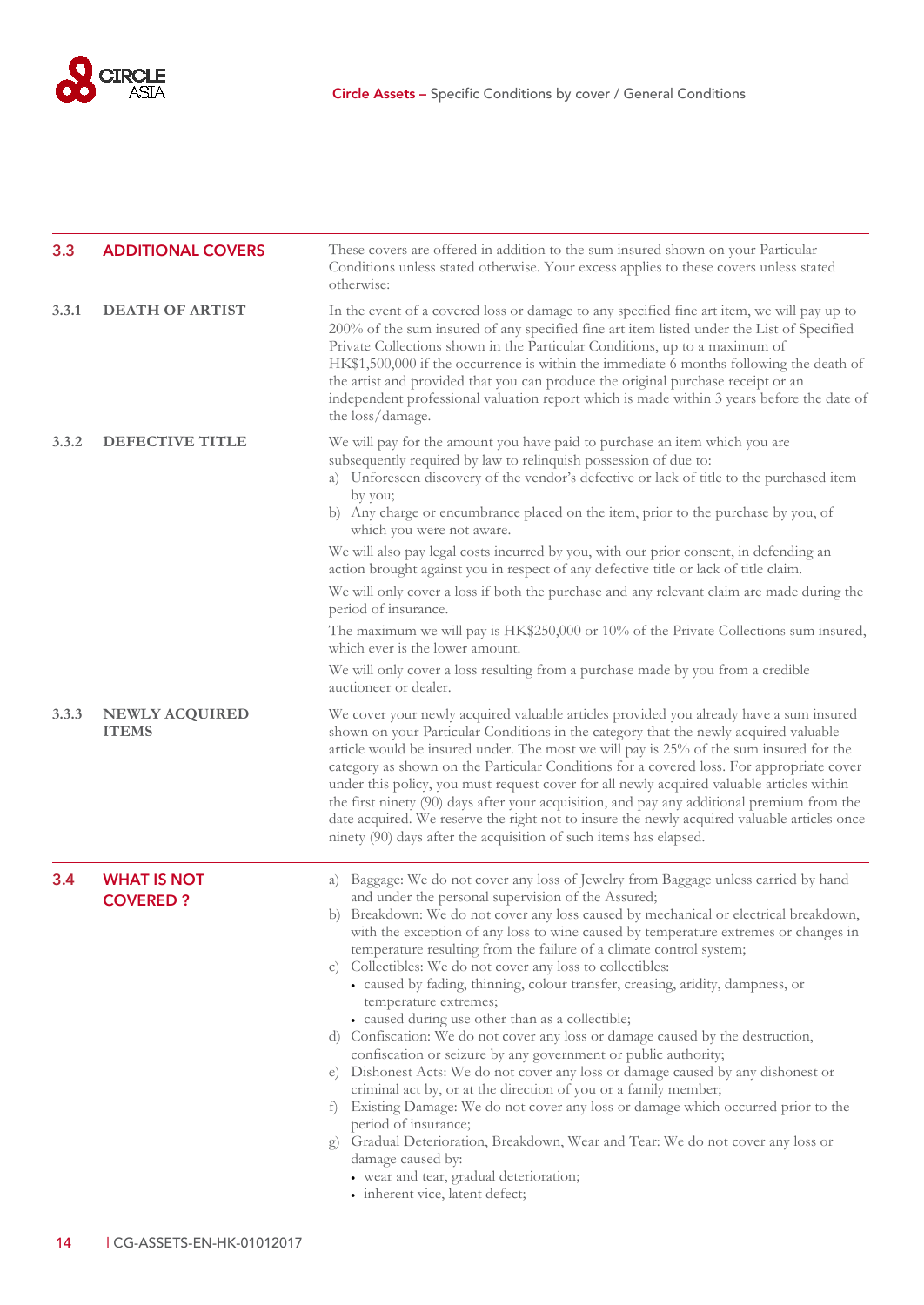## 3.3 ADDITIONAL COVERS

These covers are offered in addition to the sum insured shown on your Particular Conditions unless stated otherwise. Your excess applies to these covers unless stated otherwise:

### 3.3.1 DEATH OF ARTIST

In the event of a covered loss or damage to any specified fine art item, we will pay up to 200% of the sum insured of any specified fine art item listed under the List of Specified Private Collections shown in the Particular Conditions, up to a maximum of HK$1,500,000 if the occurrence is within the immediate 6 months following the death of the artist and provided that you can produce the original purchase receipt or an independent professional valuation report which is made within 3 years before the date of the loss/damage.

### 3.3.2 DEFECTIVE TITLE

We will pay for the amount you have paid to purchase an item which you are subsequently required by law to relinquish possession of due to:

a) Unforeseen discovery of the vendor's defective or lack of title to the purchased item by you;
b) Any charge or encumbrance placed on the item, prior to the purchase by you, of which you were not aware.

We will also pay legal costs incurred by you, with our prior consent, in defending an action brought against you in respect of any defective title or lack of title claim.

We will only cover a loss if both the purchase and any relevant claim are made during the period of insurance.

The maximum we will pay is HK$250,000 or 10% of the Private Collections sum insured, which ever is the lower amount.

We will only cover a loss resulting from a purchase made by you from a credible auctioneer or dealer.

### 3.3.3 NEWLY ACQUIRED ITEMS

We cover your newly acquired valuable articles provided you already have a sum insured shown on your Particular Conditions in the category that the newly acquired valuable article would be insured under. The most we will pay is 25% of the sum insured for the category as shown on the Particular Conditions for a covered loss. For appropriate cover under this policy, you must request cover for all newly acquired valuable articles within the first ninety (90) days after your acquisition, and pay any additional premium from the date acquired. We reserve the right not to insure the newly acquired valuable articles once ninety (90) days after the acquisition of such items has elapsed.

## 3.4 WHAT IS NOT COVERED ?

a) Baggage: We do not cover any loss of Jewelry from Baggage unless carried by hand and under the personal supervision of the Assured;
b) Breakdown: We do not cover any loss caused by mechanical or electrical breakdown, with the exception of any loss to wine caused by temperature extremes or changes in temperature resulting from the failure of a climate control system;
c) Collectibles: We do not cover any loss to collectibles:
   - caused by fading, thinning, colour transfer, creasing, aridity, dampness, or temperature extremes;
   - caused during use other than as a collectible;
d) Confiscation: We do not cover any loss or damage caused by the destruction, confiscation or seizure by any government or public authority;
e) Dishonest Acts: We do not cover any loss or damage caused by any dishonest or criminal act by, or at the direction of you or a family member;
f) Existing Damage: We do not cover any loss or damage which occurred prior to the period of insurance;
g) Gradual Deterioration, Breakdown, Wear and Tear: We do not cover any loss or damage caused by:
   - wear and tear, gradual deterioration;
   - inherent vice, latent defect;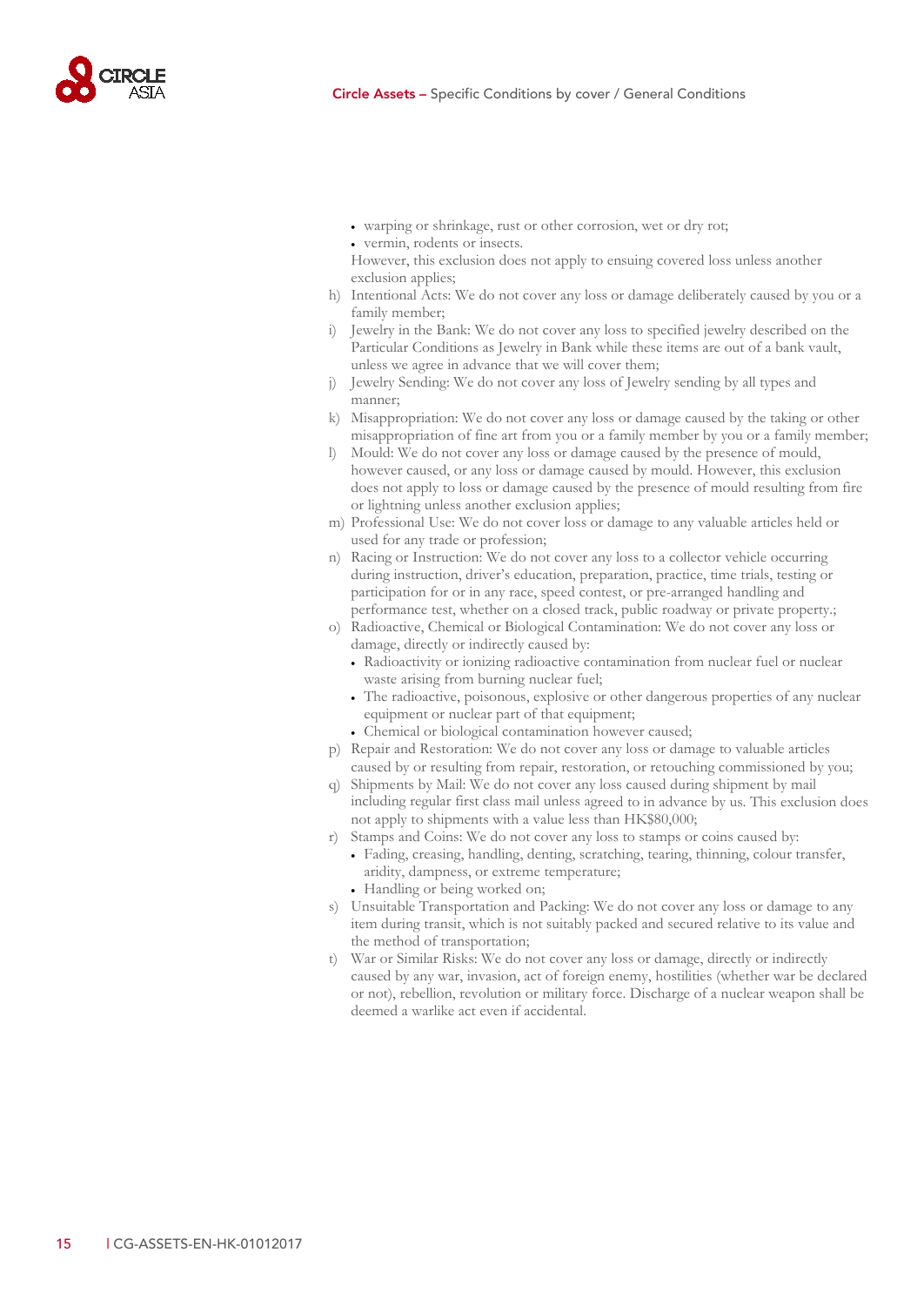- warping or shrinkage, rust or other corrosion, wet or dry rot;
- vermin, rodents or insects.

However, this exclusion does not apply to ensuing covered loss unless another exclusion applies;

h) Intentional Acts: We do not cover any loss or damage deliberately caused by you or a family member;

i) Jewelry in the Bank: We do not cover any loss to specified jewelry described on the Particular Conditions as Jewelry in Bank while these items are out of a bank vault, unless we agree in advance that we will cover them;

j) Jewelry Sending: We do not cover any loss of Jewelry sending by all types and manner;

k) Misappropriation: We do not cover any loss or damage caused by the taking or other misappropriation of fine art from you or a family member by you or a family member;

l) Mould: We do not cover any loss or damage caused by the presence of mould, however caused, or any loss or damage caused by mould. However, this exclusion does not apply to loss or damage caused by the presence of mould resulting from fire or lightning unless another exclusion applies;

m) Professional Use: We do not cover loss or damage to any valuable articles held or used for any trade or profession;

n) Racing or Instruction: We do not cover any loss to a collector vehicle occurring during instruction, driver's education, preparation, practice, time trials, testing or participation for or in any race, speed contest, or pre-arranged handling and performance test, whether on a closed track, public roadway or private property.;

o) Radioactive, Chemical or Biological Contamination: We do not cover any loss or damage, directly or indirectly caused by:
   - Radioactivity or ionizing radioactive contamination from nuclear fuel or nuclear waste arising from burning nuclear fuel;
   - The radioactive, poisonous, explosive or other dangerous properties of any nuclear equipment or nuclear part of that equipment;
   - Chemical or biological contamination however caused;

p) Repair and Restoration: We do not cover any loss or damage to valuable articles caused by or resulting from repair, restoration, or retouching commissioned by you;

q) Shipments by Mail: We do not cover any loss caused during shipment by mail including regular first class mail unless agreed to in advance by us. This exclusion does not apply to shipments with a value less than HK$80,000;

r) Stamps and Coins: We do not cover any loss to stamps or coins caused by:
   - Fading, creasing, handling, denting, scratching, tearing, thinning, colour transfer, aridity, dampness, or extreme temperature;
   - Handling or being worked on;

s) Unsuitable Transportation and Packing: We do not cover any loss or damage to any item during transit, which is not suitably packed and secured relative to its value and the method of transportation;

t) War or Similar Risks: We do not cover any loss or damage, directly or indirectly caused by any war, invasion, act of foreign enemy, hostilities (whether war be declared or not), rebellion, revolution or military force. Discharge of a nuclear weapon shall be deemed a warlike act even if accidental.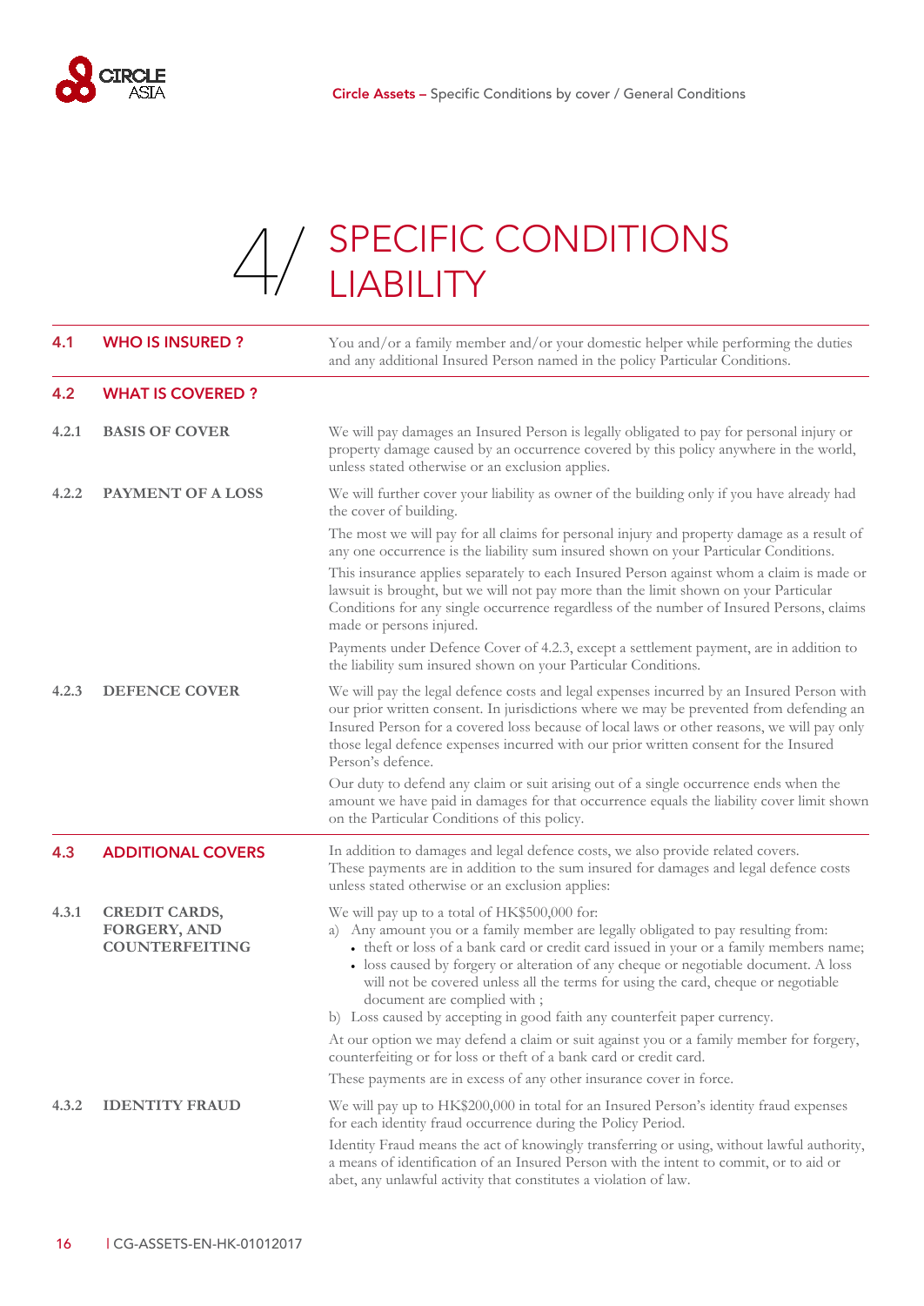# 4/ SPECIFIC CONDITIONS LIABILITY

## 4.1 WHO IS INSURED ?

You and/or a family member and/or your domestic helper while performing the duties and any additional Insured Person named in the policy Particular Conditions.

## 4.2 WHAT IS COVERED ?

### 4.2.1 BASIS OF COVER

We will pay damages an Insured Person is legally obligated to pay for personal injury or property damage caused by an occurrence covered by this policy anywhere in the world, unless stated otherwise or an exclusion applies.

### 4.2.2 PAYMENT OF A LOSS

We will further cover your liability as owner of the building only if you have already had the cover of building.

The most we will pay for all claims for personal injury and property damage as a result of any one occurrence is the liability sum insured shown on your Particular Conditions.

This insurance applies separately to each Insured Person against whom a claim is made or lawsuit is brought, but we will not pay more than the limit shown on your Particular Conditions for any single occurrence regardless of the number of Insured Persons, claims made or persons injured.

Payments under Defence Cover of 4.2.3, except a settlement payment, are in addition to the liability sum insured shown on your Particular Conditions.

### 4.2.3 DEFENCE COVER

We will pay the legal defence costs and legal expenses incurred by an Insured Person with our prior written consent. In jurisdictions where we may be prevented from defending an Insured Person for a covered loss because of local laws or other reasons, we will pay only those legal defence expenses incurred with our prior written consent for the Insured Person's defence.

Our duty to defend any claim or suit arising out of a single occurrence ends when the amount we have paid in damages for that occurrence equals the liability cover limit shown on the Particular Conditions of this policy.

## 4.3 ADDITIONAL COVERS

In addition to damages and legal defence costs, we also provide related covers. These payments are in addition to the sum insured for damages and legal defence costs unless stated otherwise or an exclusion applies:

### 4.3.1 CREDIT CARDS, FORGERY, AND COUNTERFEITING

We will pay up to a total of HK$500,000 for:

a) Any amount you or a family member are legally obligated to pay resulting from:
   - theft or loss of a bank card or credit card issued in your or a family members name;
   - loss caused by forgery or alteration of any cheque or negotiable document. A loss will not be covered unless all the terms for using the card, cheque or negotiable document are complied with ;

b) Loss caused by accepting in good faith any counterfeit paper currency.

At our option we may defend a claim or suit against you or a family member for forgery, counterfeiting or for loss or theft of a bank card or credit card.

These payments are in excess of any other insurance cover in force.

### 4.3.2 IDENTITY FRAUD

We will pay up to HK$200,000 in total for an Insured Person's identity fraud expenses for each identity fraud occurrence during the Policy Period.

Identity Fraud means the act of knowingly transferring or using, without lawful authority, a means of identification of an Insured Person with the intent to commit, or to aid or abet, any unlawful activity that constitutes a violation of law.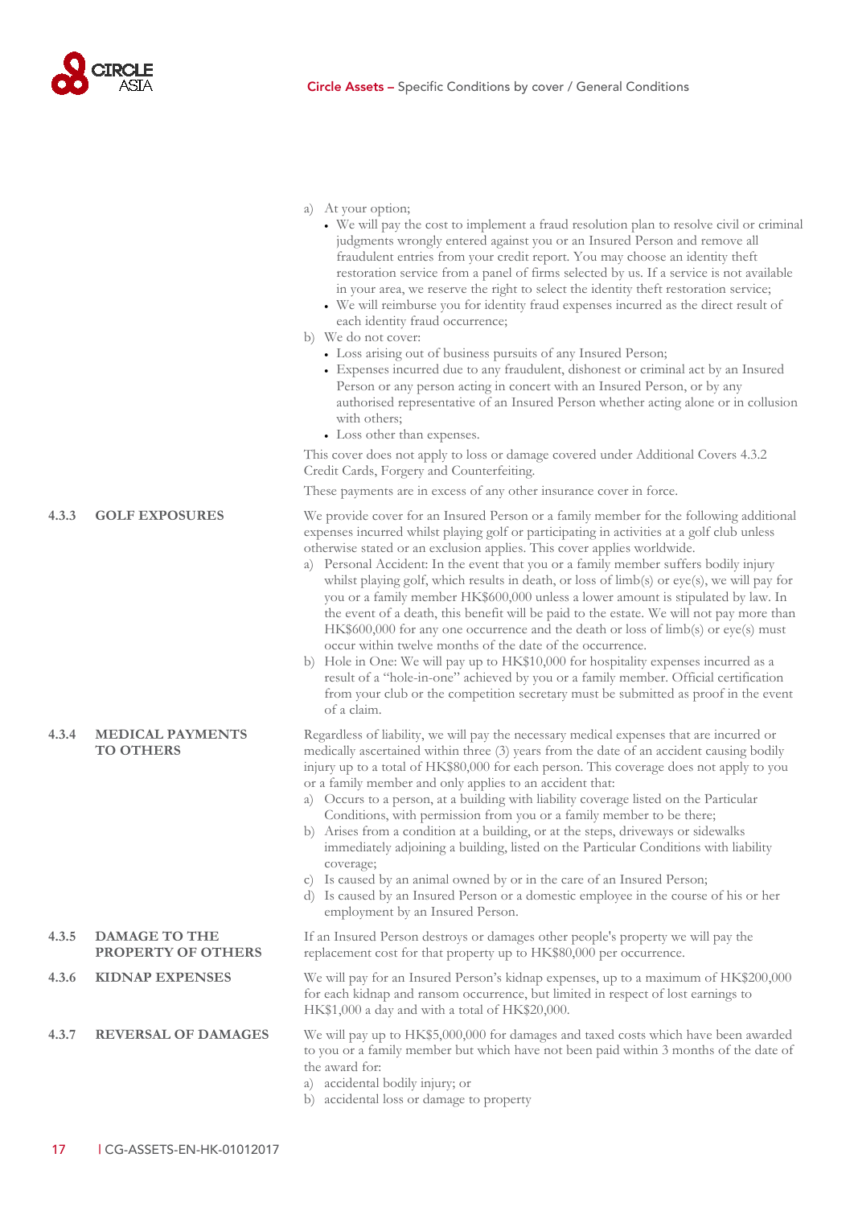a) At your option;
   - We will pay the cost to implement a fraud resolution plan to resolve civil or criminal judgments wrongly entered against you or an Insured Person and remove all fraudulent entries from your credit report. You may choose an identity theft restoration service from a panel of firms selected by us. If a service is not available in your area, we reserve the right to select the identity theft restoration service;
   - We will reimburse you for identity fraud expenses incurred as the direct result of each identity fraud occurrence;
b) We do not cover:
   - Loss arising out of business pursuits of any Insured Person;
   - Expenses incurred due to any fraudulent, dishonest or criminal act by an Insured Person or any person acting in concert with an Insured Person, or by any authorised representative of an Insured Person whether acting alone or in collusion with others;
   - Loss other than expenses.

This cover does not apply to loss or damage covered under Additional Covers 4.3.2 Credit Cards, Forgery and Counterfeiting.

These payments are in excess of any other insurance cover in force.

### 4.3.3 GOLF EXPOSURES

We provide cover for an Insured Person or a family member for the following additional expenses incurred whilst playing golf or participating in activities at a golf club unless otherwise stated or an exclusion applies. This cover applies worldwide.

a) Personal Accident: In the event that you or a family member suffers bodily injury whilst playing golf, which results in death, or loss of limb(s) or eye(s), we will pay for you or a family member HK$600,000 unless a lower amount is stipulated by law. In the event of a death, this benefit will be paid to the estate. We will not pay more than HK$600,000 for any one occurrence and the death or loss of limb(s) or eye(s) must occur within twelve months of the date of the occurrence.
b) Hole in One: We will pay up to HK$10,000 for hospitality expenses incurred as a result of a "hole-in-one" achieved by you or a family member. Official certification from your club or the competition secretary must be submitted as proof in the event of a claim.

### 4.3.4 MEDICAL PAYMENTS TO OTHERS

Regardless of liability, we will pay the necessary medical expenses that are incurred or medically ascertained within three (3) years from the date of an accident causing bodily injury up to a total of HK$80,000 for each person. This coverage does not apply to you or a family member and only applies to an accident that:

a) Occurs to a person, at a building with liability coverage listed on the Particular Conditions, with permission from you or a family member to be there;
b) Arises from a condition at a building, or at the steps, driveways or sidewalks immediately adjoining a building, listed on the Particular Conditions with liability coverage;
c) Is caused by an animal owned by or in the care of an Insured Person;
d) Is caused by an Insured Person or a domestic employee in the course of his or her employment by an Insured Person.

### 4.3.5 DAMAGE TO THE PROPERTY OF OTHERS

If an Insured Person destroys or damages other people's property we will pay the replacement cost for that property up to HK$80,000 per occurrence.

### 4.3.6 KIDNAP EXPENSES

We will pay for an Insured Person's kidnap expenses, up to a maximum of HK$200,000 for each kidnap and ransom occurrence, but limited in respect of lost earnings to HK$1,000 a day and with a total of HK$20,000.

### 4.3.7 REVERSAL OF DAMAGES

We will pay up to HK$5,000,000 for damages and taxed costs which have been awarded to you or a family member but which have not been paid within 3 months of the date of the award for:

a) accidental bodily injury; or
b) accidental loss or damage to property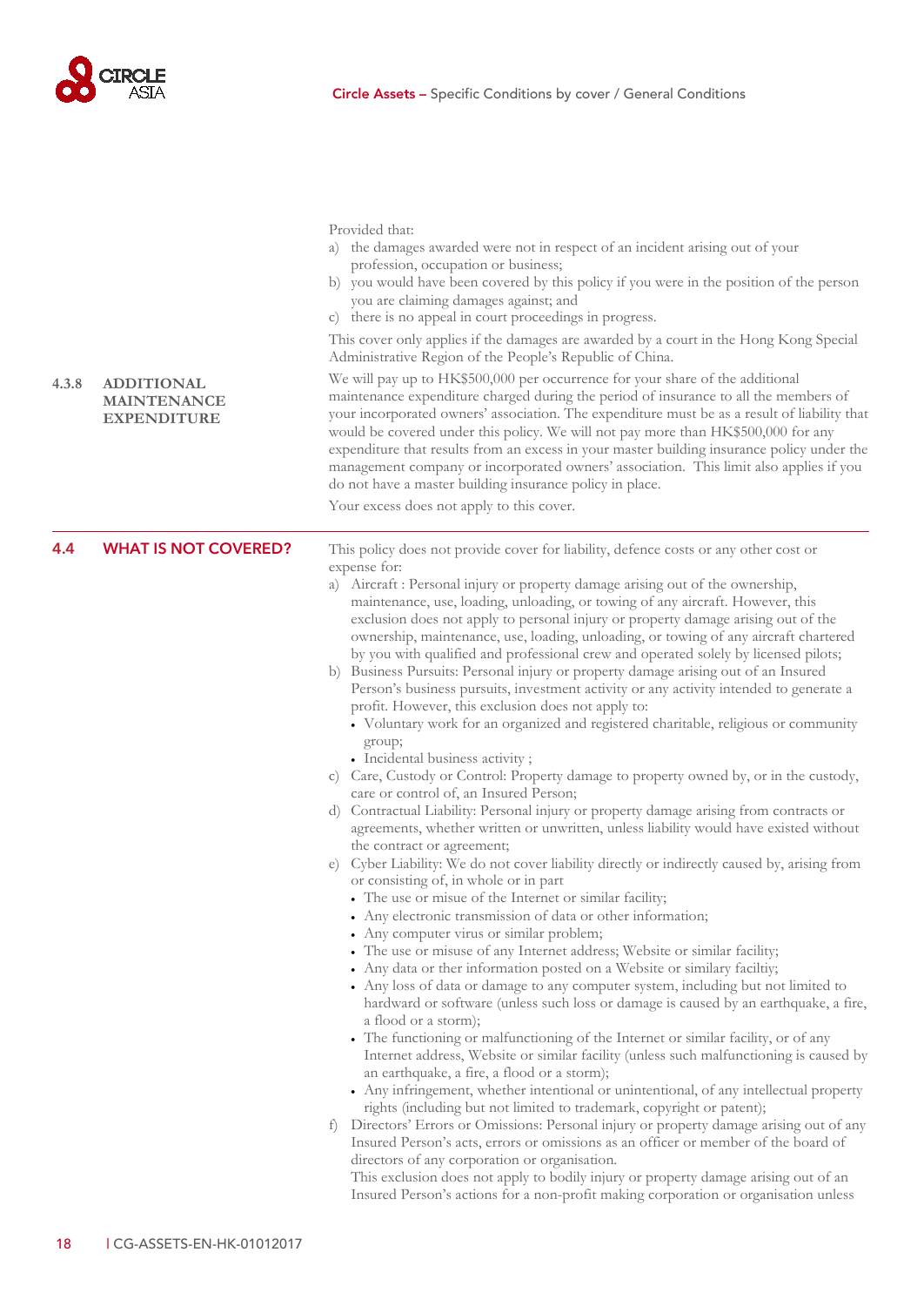Provided that:

a) the damages awarded were not in respect of an incident arising out of your profession, occupation or business;
b) you would have been covered by this policy if you were in the position of the person you are claiming damages against; and
c) there is no appeal in court proceedings in progress.

This cover only applies if the damages are awarded by a court in the Hong Kong Special Administrative Region of the People's Republic of China.

### 4.3.8 ADDITIONAL MAINTENANCE EXPENDITURE

We will pay up to HK$500,000 per occurrence for your share of the additional maintenance expenditure charged during the period of insurance to all the members of your incorporated owners' association. The expenditure must be as a result of liability that would be covered under this policy. We will not pay more than HK$500,000 for any expenditure that results from an excess in your master building insurance policy under the management company or incorporated owners' association. This limit also applies if you do not have a master building insurance policy in place.

Your excess does not apply to this cover.

## 4.4 WHAT IS NOT COVERED?

This policy does not provide cover for liability, defence costs or any other cost or expense for:

a) Aircraft : Personal injury or property damage arising out of the ownership, maintenance, use, loading, unloading, or towing of any aircraft. However, this exclusion does not apply to personal injury or property damage arising out of the ownership, maintenance, use, loading, unloading, or towing of any aircraft chartered by you with qualified and professional crew and operated solely by licensed pilots;
b) Business Pursuits: Personal injury or property damage arising out of an Insured Person's business pursuits, investment activity or any activity intended to generate a profit. However, this exclusion does not apply to:
   - Voluntary work for an organized and registered charitable, religious or community group;
   - Incidental business activity ;
c) Care, Custody or Control: Property damage to property owned by, or in the custody, care or control of, an Insured Person;
d) Contractual Liability: Personal injury or property damage arising from contracts or agreements, whether written or unwritten, unless liability would have existed without the contract or agreement;
e) Cyber Liability: We do not cover liability directly or indirectly caused by, arising from or consisting of, in whole or in part
   - The use or misue of the Internet or similar facility;
   - Any electronic transmission of data or other information;
   - Any computer virus or similar problem;
   - The use or misusue of any Internet address; Website or similar facility;
   - Any data or ther information posted on a Website or similary faciltiy;
   - Any loss of data or damage to any computer system, including but not limited to hardward or software (unless such loss or damage is caused by an earthquake, a fire, a flood or a storm);
   - The functioning or malfunctioning of the Internet or similar facility, or of any Internet address, Website or similar facility (unless such malfunctioning is caused by an earthquake, a fire, a flood or a storm);
   - Any infringement, whether intentional or unintentional, of any intellectual property rights (including but not limited to trademark, copyright or patent);
f) Directors' Errors or Omissions: Personal injury or property damage arising out of any Insured Person's acts, errors or omissions as an officer or member of the board of directors of any corporation or organisation.
   This exclusion does not apply to bodily injury or property damage arising out of an Insured Person's actions for a non-profit making corporation or organisation unless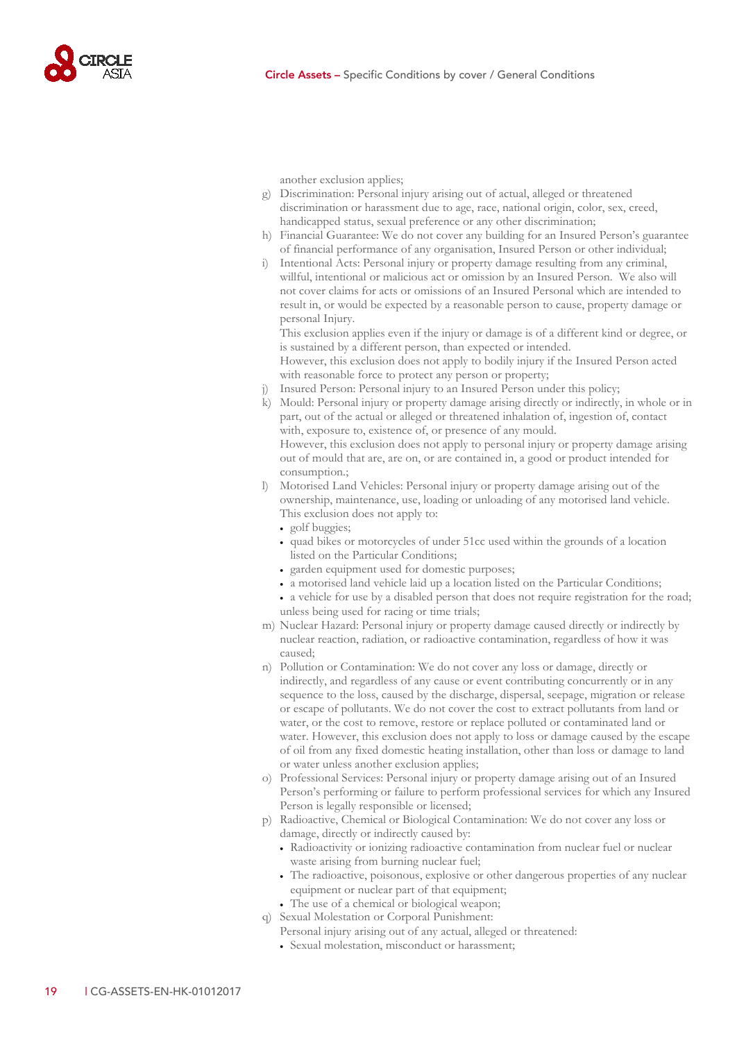another exclusion applies;

g) Discrimination: Personal injury arising out of actual, alleged or threatened discrimination or harassment due to age, race, national origin, color, sex, creed, handicapped status, sexual preference or any other discrimination;

h) Financial Guarantee: We do not cover any building for an Insured Person's guarantee of financial performance of any organisation, Insured Person or other individual;

i) Intentional Acts: Personal injury or property damage resulting from any criminal, willful, intentional or malicious act or omission by an Insured Person. We also will not cover claims for acts or omissions of an Insured Personal which are intended to result in, or would be expected by a reasonable person to cause, property damage or personal Injury.
This exclusion applies even if the injury or damage is of a different kind or degree, or is sustained by a different person, than expected or intended.
However, this exclusion does not apply to bodily injury if the Insured Person acted with reasonable force to protect any person or property;

j) Insured Person: Personal injury to an Insured Person under this policy;

k) Mould: Personal injury or property damage arising directly or indirectly, in whole or in part, out of the actual or alleged or threatened inhalation of, ingestion of, contact with, exposure to, existence of, or presence of any mould.
However, this exclusion does not apply to personal injury or property damage arising out of mould that are, are on, or are contained in, a good or product intended for consumption.;

l) Motorised Land Vehicles: Personal injury or property damage arising out of the ownership, maintenance, use, loading or unloading of any motorised land vehicle. This exclusion does not apply to:
   - golf buggies;
   - quad bikes or motorcycles of under 51cc used within the grounds of a location listed on the Particular Conditions;
   - garden equipment used for domestic purposes;
   - a motorised land vehicle laid up a location listed on the Particular Conditions;
   - a vehicle for use by a disabled person that does not require registration for the road;

   unless being used for racing or time trials;

m) Nuclear Hazard: Personal injury or property damage caused directly or indirectly by nuclear reaction, radiation, or radioactive contamination, regardless of how it was caused;

n) Pollution or Contamination: We do not cover any loss or damage, directly or indirectly, and regardless of any cause or event contributing concurrently or in any sequence to the loss, caused by the discharge, dispersal, seepage, migration or release or escape of pollutants. We do not cover the cost to extract pollutants from land or water, or the cost to remove, restore or replace polluted or contaminated land or water. However, this exclusion does not apply to loss or damage caused by the escape of oil from any fixed domestic heating installation, other than loss or damage to land or water unless another exclusion applies;

o) Professional Services: Personal injury or property damage arising out of an Insured Person's performing or failure to perform professional services for which any Insured Person is legally responsible or licensed;

p) Radioactive, Chemical or Biological Contamination: We do not cover any loss or damage, directly or indirectly caused by:
   - Radioactivity or ionizing radioactive contamination from nuclear fuel or nuclear waste arising from burning nuclear fuel;
   - The radioactive, poisonous, explosive or other dangerous properties of any nuclear equipment or nuclear part of that equipment;
   - The use of a chemical or biological weapon;

q) Sexual Molestation or Corporal Punishment:
Personal injury arising out of any actual, alleged or threatened:
   - Sexual molestation, misconduct or harassment;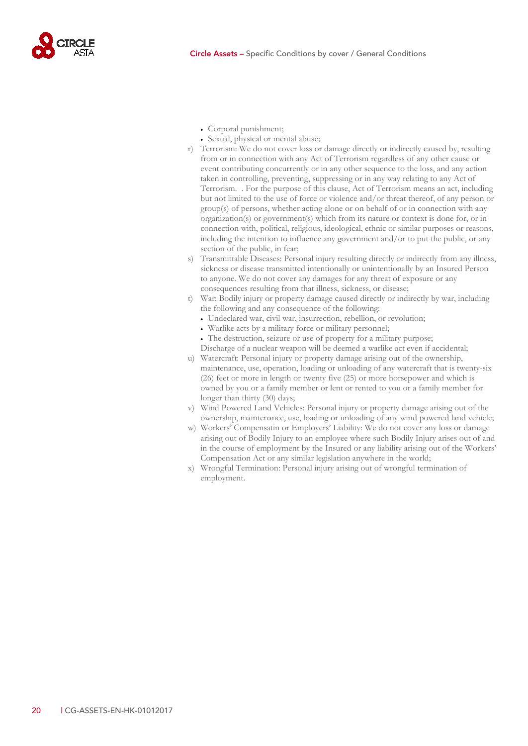- Corporal punishment;
- Sexual, physical or mental abuse;

r) Terrorism: We do not cover loss or damage directly or indirectly caused by, resulting from or in connection with any Act of Terrorism regardless of any other cause or event contributing concurrently or in any other sequence to the loss, and any action taken in controlling, preventing, suppressing or in any way relating to any Act of Terrorism. . For the purpose of this clause, Act of Terrorism means an act, including but not limited to the use of force or violence and/or threat thereof, of any person or group(s) of persons, whether acting alone or on behalf of or in connection with any organization(s) or government(s) which from its nature or context is done for, or in connection with, political, religious, ideological, ethnic or similar purposes or reasons, including the intention to influence any government and/or to put the public, or any section of the public, in fear;

s) Transmittable Diseases: Personal injury resulting directly or indirectly from any illness, sickness or disease transmitted intentionally or unintentionally by an Insured Person to anyone. We do not cover any damages for any threat of exposure or any consequences resulting from that illness, sickness, or disease;

t) War: Bodily injury or property damage caused directly or indirectly by war, including the following and any consequence of the following:
   - Undeclared war, civil war, insurrection, rebellion, or revolution;
   - Warlike acts by a military force or military personnel;
   - The destruction, seizure or use of property for a military purpose;

   Discharge of a nuclear weapon will be deemed a warlike act even if accidental;

u) Watercraft: Personal injury or property damage arising out of the ownership, maintenance, use, operation, loading or unloading of any watercraft that is twenty-six (26) feet or more in length or twenty five (25) or more horsepower and which is owned by you or a family member or lent or rented to you or a family member for longer than thirty (30) days;

v) Wind Powered Land Vehicles: Personal injury or property damage arising out of the ownership, maintenance, use, loading or unloading of any wind powered land vehicle;

w) Workers' Compensatin or Employers' Liability: We do not cover any loss or damage arising out of Bodily Injury to an employee where such Bodily Injury arises out of and in the course of employment by the Insured or any liability arising out of the Workers' Compensation Act or any similar legislation anywhere in the world;

x) Wrongful Termination: Personal injury arising out of wrongful termination of employment.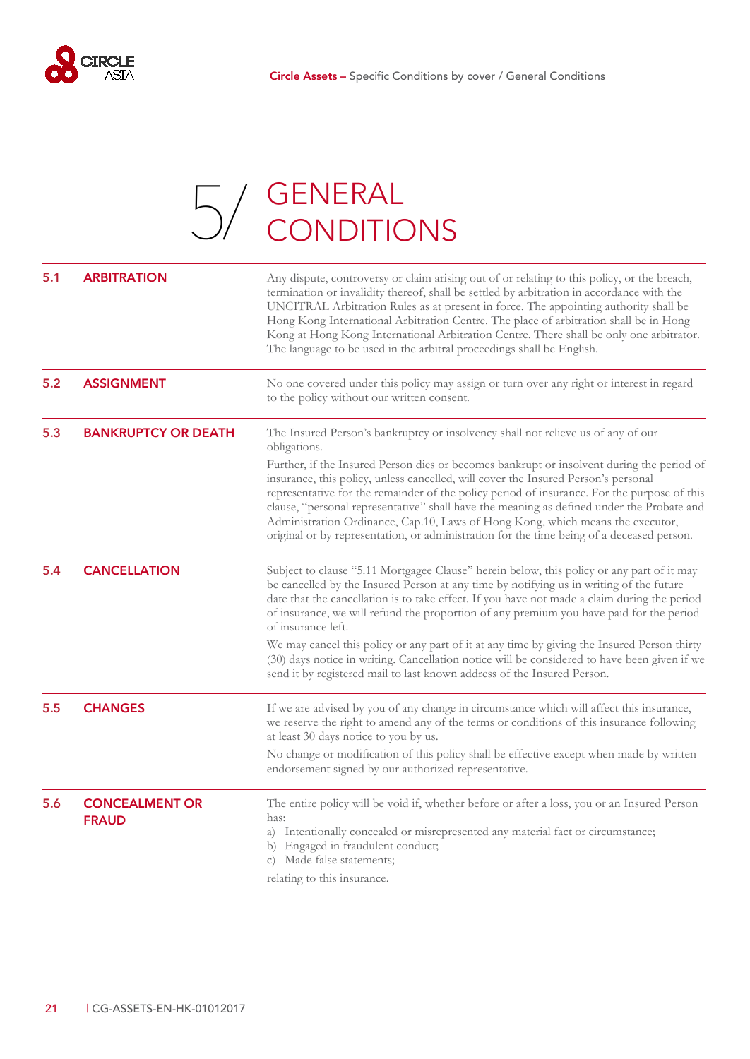# 5/ GENERAL CONDITIONS

## 5.1 ARBITRATION

Any dispute, controversy or claim arising out of or relating to this policy, or the breach, termination or invalidity thereof, shall be settled by arbitration in accordance with the UNCITRAL Arbitration Rules as at present in force. The appointing authority shall be Hong Kong International Arbitration Centre. The place of arbitration shall be in Hong Kong at Hong Kong International Arbitration Centre. There shall be only one arbitrator. The language to be used in the arbitral proceedings shall be English.

## 5.2 ASSIGNMENT

No one covered under this policy may assign or turn over any right or interest in regard to the policy without our written consent.

## 5.3 BANKRUPTCY OR DEATH

The Insured Person's bankruptcy or insolvency shall not relieve us of any of our obligations.

Further, if the Insured Person dies or becomes bankrupt or insolvent during the period of insurance, this policy, unless cancelled, will cover the Insured Person's personal representative for the remainder of the policy period of insurance. For the purpose of this clause, "personal representative" shall have the meaning as defined under the Probate and Administration Ordinance, Cap.10, Laws of Hong Kong, which means the executor, original or by representation, or administration for the time being of a deceased person.

## 5.4 CANCELLATION

Subject to clause "5.11 Mortgagee Clause" herein below, this policy or any part of it may be cancelled by the Insured Person at any time by notifying us in writing of the future date that the cancellation is to take effect. If you have not made a claim during the period of insurance, we will refund the proportion of any premium you have paid for the period of insurance left.

We may cancel this policy or any part of it at any time by giving the Insured Person thirty (30) days notice in writing. Cancellation notice will be considered to have been given if we send it by registered mail to last known address of the Insured Person.

## 5.5 CHANGES

If we are advised by you of any change in circumstance which will affect this insurance, we reserve the right to amend any of the terms or conditions of this insurance following at least 30 days notice to you by us.

No change or modification of this policy shall be effective except when made by written endorsement signed by our authorized representative.

## 5.6 CONCEALMENT OR FRAUD

The entire policy will be void if, whether before or after a loss, you or an Insured Person has:

a) Intentionally concealed or misrepresented any material fact or circumstance;
b) Engaged in fraudulent conduct;
c) Made false statements;

relating to this insurance.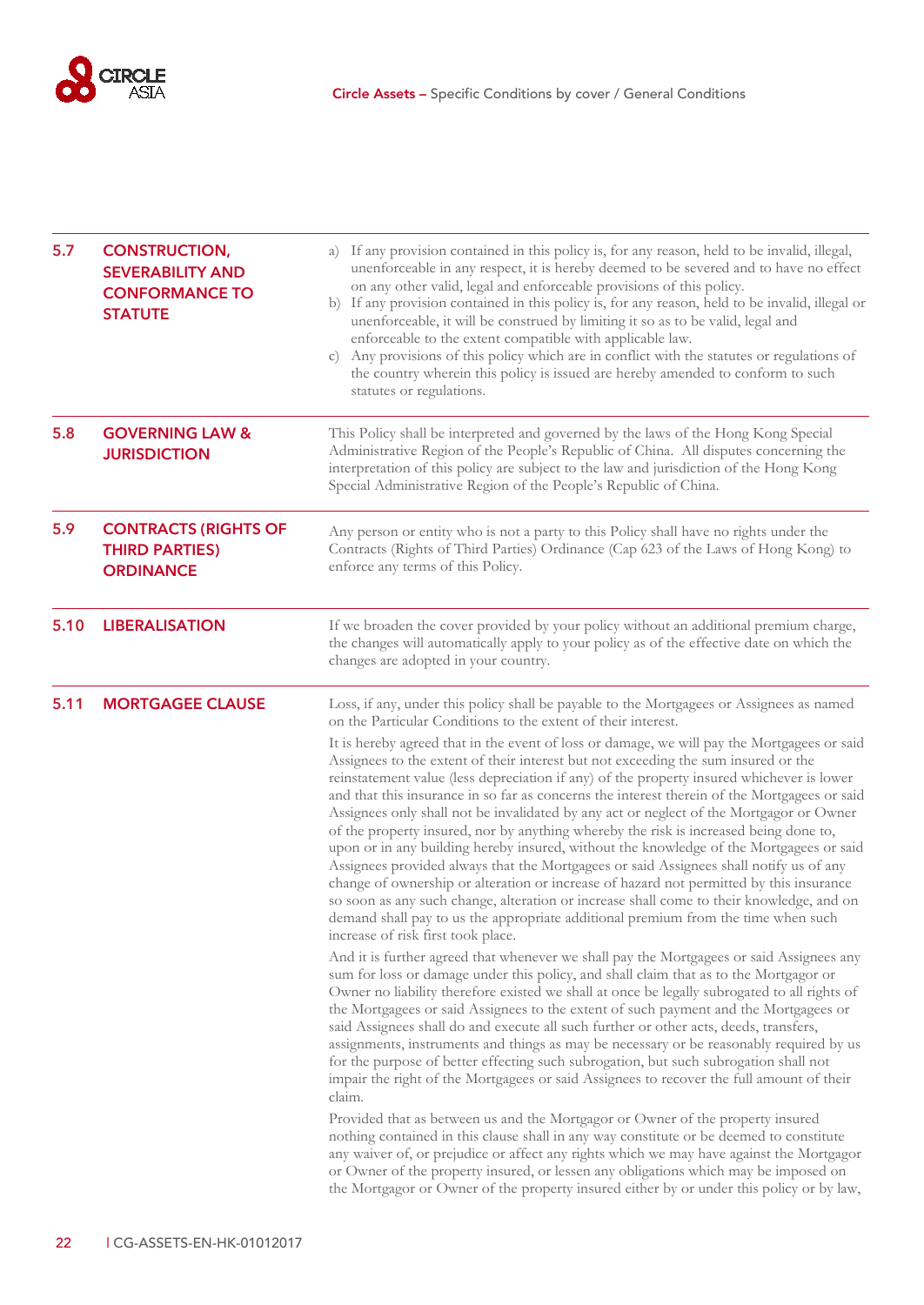## 5.7 CONSTRUCTION, SEVERABILITY AND CONFORMANCE TO STATUTE

a) If any provision contained in this policy is, for any reason, held to be invalid, illegal, unenforceable in any respect, it is hereby deemed to be severed and to have no effect on any other valid, legal and enforceable provisions of this policy.

b) If any provision contained in this policy is, for any reason, held to be invalid, illegal or unenforceable, it will be construed by limiting it so as to be valid, legal and enforceable to the extent compatible with applicable law.

c) Any provisions of this policy which are in conflict with the statutes or regulations of the country wherein this policy is issued are hereby amended to conform to such statutes or regulations.

## 5.8 GOVERNING LAW & JURISDICTION

This Policy shall be interpreted and governed by the laws of the Hong Kong Special Administrative Region of the People's Republic of China. All disputes concerning the interpretation of this policy are subject to the law and jurisdiction of the Hong Kong Special Administrative Region of the People's Republic of China.

## 5.9 CONTRACTS (RIGHTS OF THIRD PARTIES) ORDINANCE

Any person or entity who is not a party to this Policy shall have no rights under the Contracts (Rights of Third Parties) Ordinance (Cap 623 of the Laws of Hong Kong) to enforce any terms of this Policy.

## 5.10 LIBERALISATION

If we broaden the cover provided by your policy without an additional premium charge, the changes will automatically apply to your policy as of the effective date on which the changes are adopted in your country.

## 5.11 MORTGAGEE CLAUSE

Loss, if any, under this policy shall be payable to the Mortgagees or Assignees as named on the Particular Conditions to the extent of their interest.

It is hereby agreed that in the event of loss or damage, we will pay the Mortgagees or said Assignees to the extent of their interest but not exceeding the sum insured or the reinstatement value (less depreciation if any) of the property insured whichever is lower and that this insurance in so far as concerns the interest therein of the Mortgagees or said Assignees only shall not be invalidated by any act or neglect of the Mortgagor or Owner of the property insured, nor by anything whereby the risk is increased being done to, upon or in any building hereby insured, without the knowledge of the Mortgagees or said Assignees provided always that the Mortgagees or said Assignees shall notify us of any change of ownership or alteration or increase of hazard not permitted by this insurance so soon as any such change, alteration or increase shall come to their knowledge, and on demand shall pay to us the appropriate additional premium from the time when such increase of risk first took place.

And it is further agreed that whenever we shall pay the Mortgagees or said Assignees any sum for loss or damage under this policy, and shall claim that as to the Mortgagor or Owner no liability therefore existed we shall at once be legally subrogated to all rights of the Mortgagees or said Assignees to the extent of such payment and the Mortgagees or said Assignees shall do and execute all such further or other acts, deeds, transfers, assignments, instruments and things as may be necessary or be reasonably required by us for the purpose of better effecting such subrogation, but such subrogation shall not impair the right of the Mortgagees or said Assignees to recover the full amount of their claim.

Provided that as between us and the Mortgagor or Owner of the property insured nothing contained in this clause shall in any way constitute or be deemed to constitute any waiver of, or prejudice or affect any rights which we may have against the Mortgagor or Owner of the property insured, or lessen any obligations which may be imposed on the Mortgagor or Owner of the property insured either by or under this policy or by law,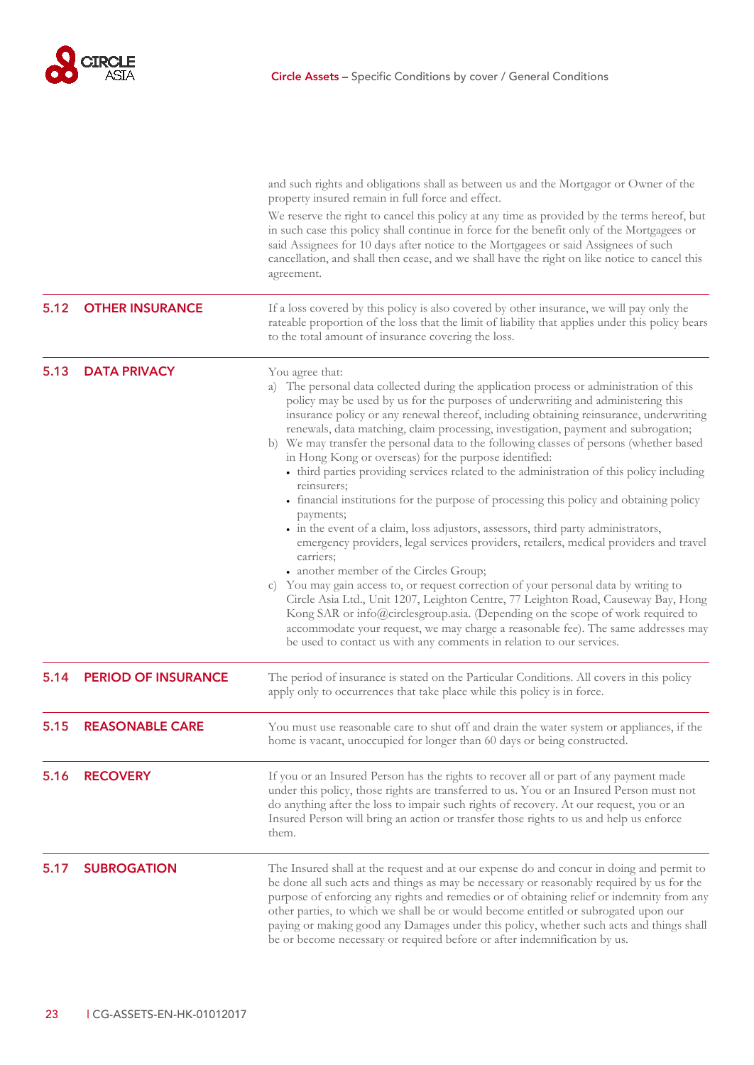and such rights and obligations shall as between us and the Mortgagor or Owner of the property insured remain in full force and effect.

We reserve the right to cancel this policy at any time as provided by the terms hereof, but in such case this policy shall continue in force for the benefit only of the Mortgagees or said Assignees for 10 days after notice to the Mortgagees or said Assignees of such cancellation, and shall then cease, and we shall have the right on like notice to cancel this agreement.

## 5.12 OTHER INSURANCE

If a loss covered by this policy is also covered by other insurance, we will pay only the rateable proportion of the loss that the limit of liability that applies under this policy bears to the total amount of insurance covering the loss.

## 5.13 DATA PRIVACY

You agree that:

a) The personal data collected during the application process or administration of this policy may be used by us for the purposes of underwriting and administering this insurance policy or any renewal thereof, including obtaining reinsurance, underwriting renewals, data matching, claim processing, investigation, payment and subrogation;

b) We may transfer the personal data to the following classes of persons (whether based in Hong Kong or overseas) for the purpose identified:
   - third parties providing services related to the administration of this policy including reinsurers;
   - financial institutions for the purpose of processing this policy and obtaining policy payments;
   - in the event of a claim, loss adjustors, assessors, third party administrators, emergency providers, legal services providers, retailers, medical providers and travel carriers;
   - another member of the Circles Group;

c) You may gain access to, or request correction of your personal data by writing to Circle Asia Ltd., Unit 1207, Leighton Centre, 77 Leighton Road, Causeway Bay, Hong Kong SAR or info@circlesgroup.asia. (Depending on the scope of work required to accommodate your request, we may charge a reasonable fee). The same addresses may be used to contact us with any comments in relation to our services.

## 5.14 PERIOD OF INSURANCE

The period of insurance is stated on the Particular Conditions. All covers in this policy apply only to occurrences that take place while this policy is in force.

## 5.15 REASONABLE CARE

You must use reasonable care to shut off and drain the water system or appliances, if the home is vacant, unoccupied for longer than 60 days or being constructed.

## 5.16 RECOVERY

If you or an Insured Person has the rights to recover all or part of any payment made under this policy, those rights are transferred to us. You or an Insured Person must not do anything after the loss to impair such rights of recovery. At our request, you or an Insured Person will bring an action or transfer those rights to us and help us enforce them.

## 5.17 SUBROGATION

The Insured shall at the request and at our expense do and concur in doing and permit to be done all such acts and things as may be necessary or reasonably required by us for the purpose of enforcing any rights and remedies or of obtaining relief or indemnity from any other parties, to which we shall be or would become entitled or subrogated upon our paying or making good any Damages under this policy, whether such acts and things shall be or become necessary or required before or after indemnification by us.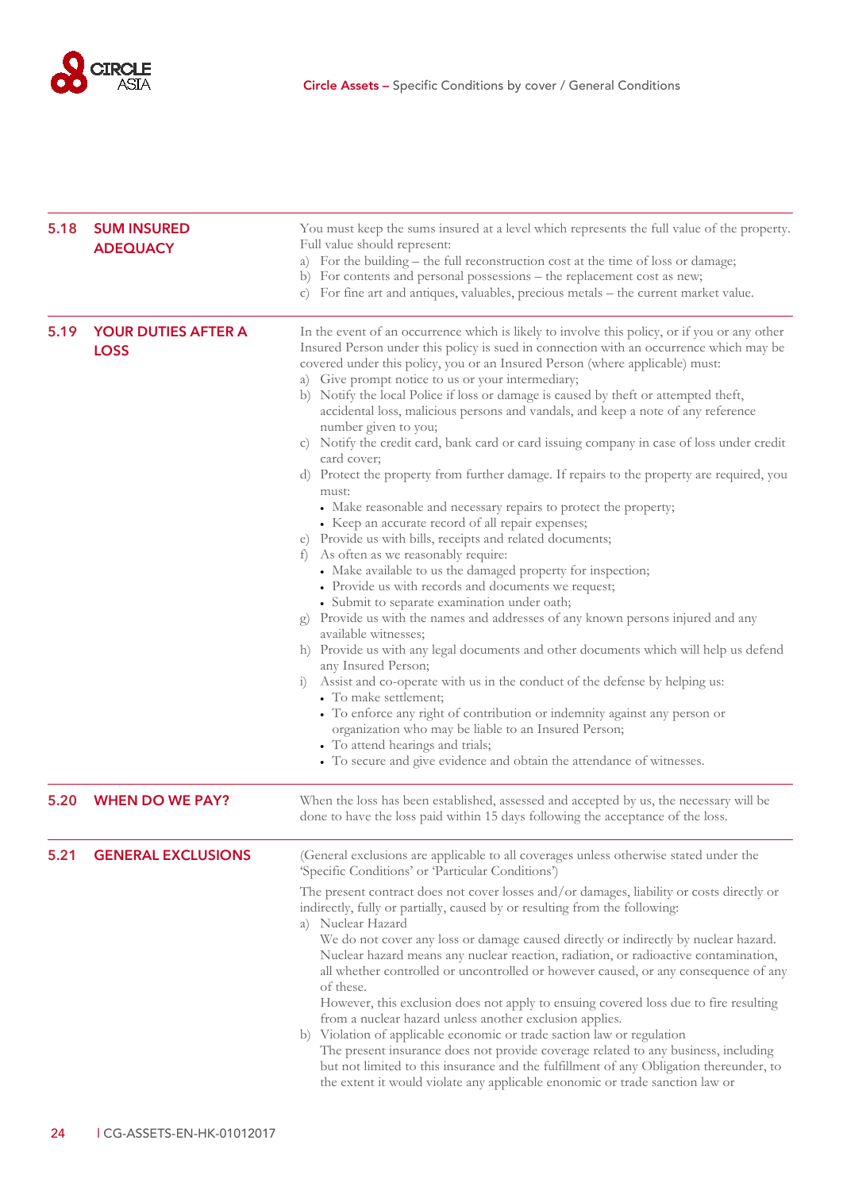## 5.18 SUM INSURED ADEQUACY

You must keep the sums insured at a level which represents the full value of the property. Full value should represent:

a) For the building – the full reconstruction cost at the time of loss or damage;
b) For contents and personal possessions – the replacement cost as new;
c) For fine art and antiques, valuables, precious metals – the current market value.

## 5.19 YOUR DUTIES AFTER A LOSS

In the event of an occurrence which is likely to involve this policy, or if you or any other Insured Person under this policy is sued in connection with an occurrence which may be covered under this policy, you or an Insured Person (where applicable) must:

a) Give prompt notice to us or your intermediary;
b) Notify the local Police if loss or damage is caused by theft or attempted theft, accidental loss, malicious persons and vandals, and keep a note of any reference number given to you;
c) Notify the credit card, bank card or card issuing company in case of loss under credit card cover;
d) Protect the property from further damage. If repairs to the property are required, you must:
   - Make reasonable and necessary repairs to protect the property;
   - Keep an accurate record of all repair expenses;
e) Provide us with bills, receipts and related documents;
f) As often as we reasonably require:
   - Make available to us the damaged property for inspection;
   - Provide us with records and documents we request;
   - Submit to separate examination under oath;
g) Provide us with the names and addresses of any known persons injured and any available witnesses;
h) Provide us with any legal documents and other documents which will help us defend any Insured Person;
i) Assist and co-operate with us in the conduct of the defense by helping us:
   - To make settlement;
   - To enforce any right of contribution or indemnity against any person or organization who may be liable to an Insured Person;
   - To attend hearings and trials;
   - To secure and give evidence and obtain the attendance of witnesses.

## 5.20 WHEN DO WE PAY?

When the loss has been established, assessed and accepted by us, the necessary will be done to have the loss paid within 15 days following the acceptance of the loss.

## 5.21 GENERAL EXCLUSIONS

(General exclusions are applicable to all coverages unless otherwise stated under the 'Specific Conditions' or 'Particular Conditions')

The present contract does not cover losses and/or damages, liability or costs directly or indirectly, fully or partially, caused by or resulting from the following:

a) Nuclear Hazard
   We do not cover any loss or damage caused directly or indirectly by nuclear hazard. Nuclear hazard means any nuclear reaction, radiation, or radioactive contamination, all whether controlled or uncontrolled or however caused, or any consequence of any of these.
   However, this exclusion does not apply to ensuing covered loss due to fire resulting from a nuclear hazard unless another exclusion applies.
b) Violation of applicable economic or trade saction law or regulation
   The present insurance does not provide coverage related to any business, including but not limited to this insurance and the fulfillment of any Obligation thereunder, to the extent it would violate any applicable enonomic or trade sanction law or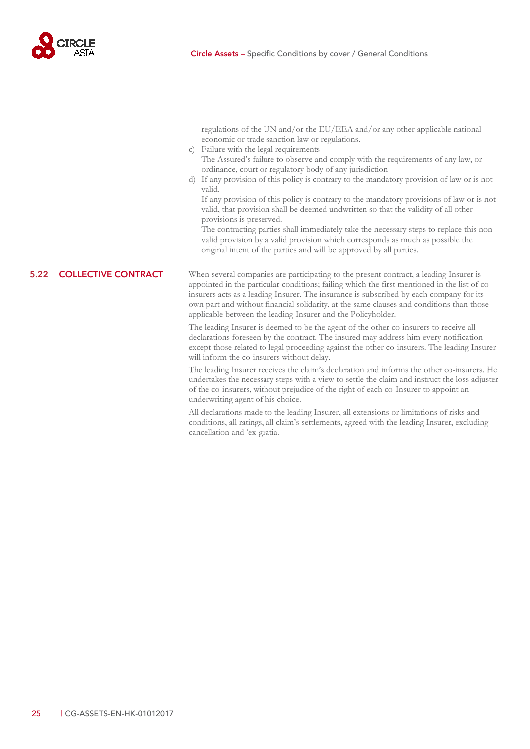regulations of the UN and/or the EU/EEA and/or any other applicable national economic or trade sanction law or regulations.

c) Failure with the legal requirements
The Assured's failure to observe and comply with the requirements of any law, or ordinance, court or regulatory body of any jurisdiction

d) If any provision of this policy is contrary to the mandatory provision of law or is not valid.
If any provision of this policy is contrary to the mandatory provisions of law or is not valid, that provision shall be deemed unwritten so that the validity of all other provisions is preserved.
The contracting parties shall immediately take the necessary steps to replace this non-valid provision by a valid provision which corresponds as much as possible the original intent of the parties and will be approved by all parties.

## 5.22 COLLECTIVE CONTRACT

When several companies are participating to the present contract, a leading Insurer is appointed in the particular conditions; failing which the first mentioned in the list of co-insurers acts as a leading Insurer. The insurance is subscribed by each company for its own part and without financial solidarity, at the same clauses and conditions than those applicable between the leading Insurer and the Policyholder.

The leading Insurer is deemed to be the agent of the other co-insurers to receive all declarations foreseen by the contract. The insured may address him every notification except those related to legal proceeding against the other co-insurers. The leading Insurer will inform the co-insurers without delay.

The leading Insurer receives the claim's declaration and informs the other co-insurers. He undertakes the necessary steps with a view to settle the claim and instruct the loss adjuster of the co-insurers, without prejudice of the right of each co-Insurer to appoint an underwriting agent of his choice.

All declarations made to the leading Insurer, all extensions or limitations of risks and conditions, all ratings, all claim's settlements, agreed with the leading Insurer, excluding cancellation and 'ex-gratia.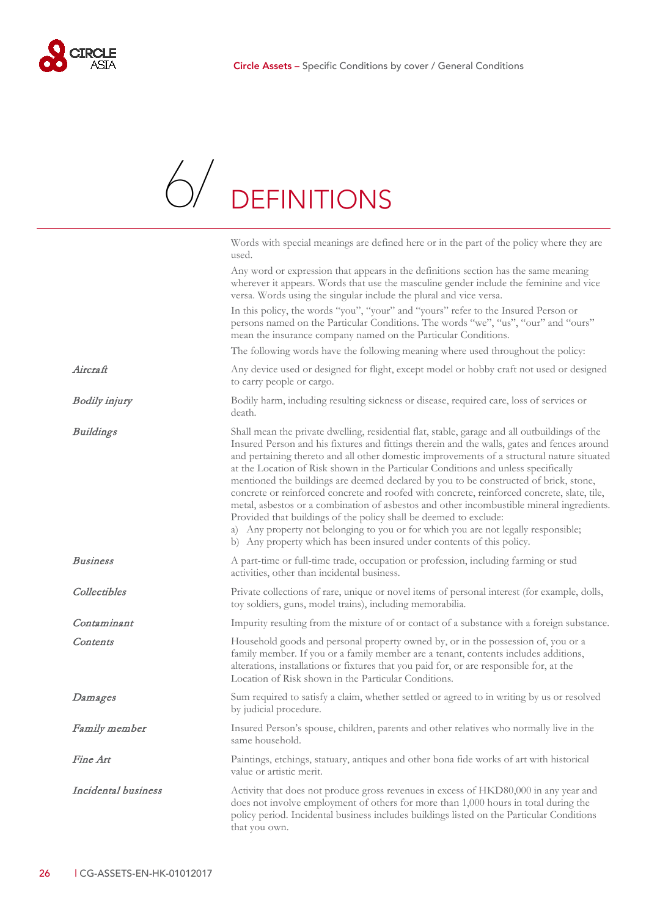# 6/ DEFINITIONS

Words with special meanings are defined here or in the part of the policy where they are used.

Any word or expression that appears in the definitions section has the same meaning wherever it appears. Words that use the masculine gender include the feminine and vice versa. Words using the singular include the plural and vice versa.

In this policy, the words "you", "your" and "yours" refer to the Insured Person or persons named on the Particular Conditions. The words "we", "us", "our" and "ours" mean the insurance company named on the Particular Conditions.

The following words have the following meaning where used throughout the policy:

*Aircraft*
Any device used or designed for flight, except model or hobby craft not used or designed to carry people or cargo.

*Bodily injury*
Bodily harm, including resulting sickness or disease, required care, loss of services or death.

*Buildings*
Shall mean the private dwelling, residential flat, stable, garage and all outbuildings of the Insured Person and his fixtures and fittings therein and the walls, gates and fences around and pertaining thereto and all other domestic improvements of a structural nature situated at the Location of Risk shown in the Particular Conditions and unless specifically mentioned the buildings are deemed declared by you to be constructed of brick, stone, concrete or reinforced concrete and roofed with concrete, reinforced concrete, slate, tile, metal, asbestos or a combination of asbestos and other incombustible mineral ingredients. Provided that buildings of the policy shall be deemed to exclude:

a) Any property not belonging to you or for which you are not legally responsible;
b) Any property which has been insured under contents of this policy.

*Business*
A part-time or full-time trade, occupation or profession, including farming or stud activities, other than incidental business.

*Collectibles*
Private collections of rare, unique or novel items of personal interest (for example, dolls, toy soldiers, guns, model trains), including memorabilia.

*Contaminant*
Impurity resulting from the mixture of or contact of a substance with a foreign substance.

*Contents*
Household goods and personal property owned by, or in the possession of, you or a family member. If you or a family member are a tenant, contents includes additions, alterations, installations or fixtures that you paid for, or are responsible for, at the Location of Risk shown in the Particular Conditions.

*Damages*
Sum required to satisfy a claim, whether settled or agreed to in writing by us or resolved by judicial procedure.

*Family member*
Insured Person's spouse, children, parents and other relatives who normally live in the same household.

*Fine Art*
Paintings, etchings, statuary, antiques and other bona fide works of art with historical value or artistic merit.

*Incidental business*
Activity that does not produce gross revenues in excess of HKD80,000 in any year and does not involve employment of others for more than 1,000 hours in total during the policy period. Incidental business includes buildings listed on the Particular Conditions that you own.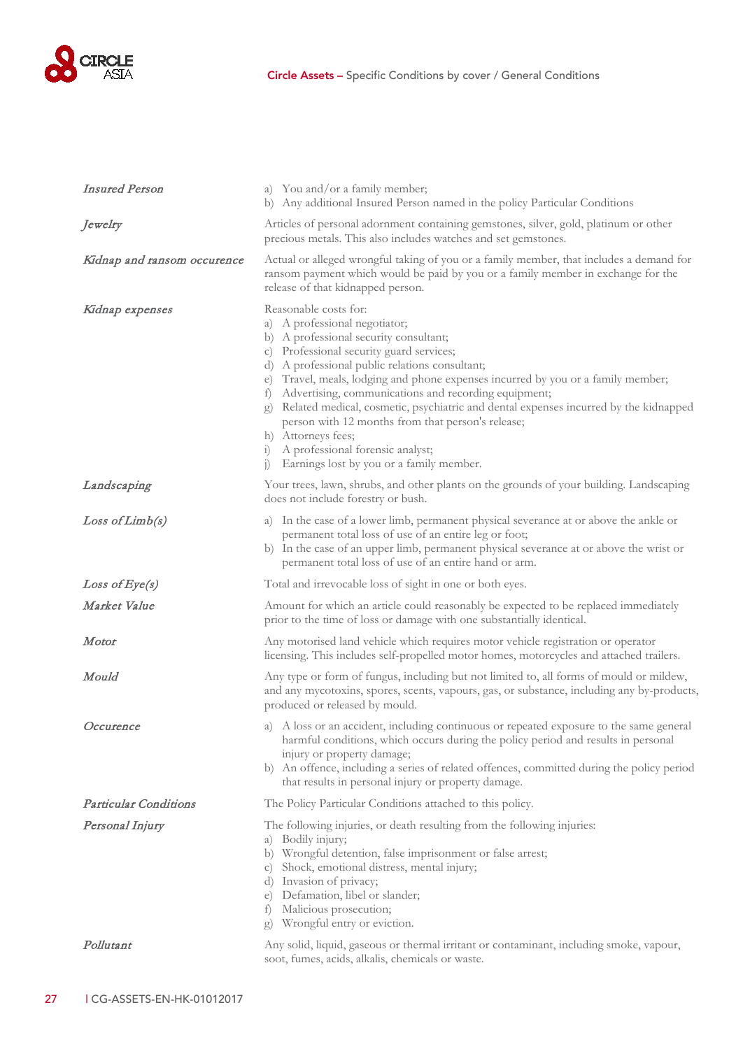| | |
|---|---|
| *Insured Person* | a) You and/or a family member;<br>b) Any additional Insured Person named in the policy Particular Conditions |
| *Jewelry* | Articles of personal adornment containing gemstones, silver, gold, platinum or other precious metals. This also includes watches and set gemstones. |
| *Kidnap and ransom occurence* | Actual or alleged wrongful taking of you or a family member, that includes a demand for ransom payment which would be paid by you or a family member in exchange for the release of that kidnapped person. |
| *Kidnap expenses* | Reasonable costs for:<br>a) A professional negotiator;<br>b) A professional security consultant;<br>c) Professional security guard services;<br>d) A professional public relations consultant;<br>e) Travel, meals, lodging and phone expenses incurred by you or a family member;<br>f) Advertising, communications and recording equipment;<br>g) Related medical, cosmetic, psychiatric and dental expenses incurred by the kidnapped person with 12 months from that person's release;<br>h) Attorneys fees;<br>i) A professional forensic analyst;<br>j) Earnings lost by you or a family member. |
| *Landscaping* | Your trees, lawn, shrubs, and other plants on the grounds of your building. Landscaping does not include forestry or bush. |
| *Loss of Limb(s)* | a) In the case of a lower limb, permanent physical severance at or above the ankle or permanent total loss of use of an entire leg or foot;<br>b) In the case of an upper limb, permanent physical severance at or above the wrist or permanent total loss of use of an entire hand or arm. |
| *Loss of Eye(s)* | Total and irrevocable loss of sight in one or both eyes. |
| *Market Value* | Amount for which an article could reasonably be expected to be replaced immediately prior to the time of loss or damage with one substantially identical. |
| *Motor* | Any motorised land vehicle which requires motor vehicle registration or operator licensing. This includes self-propelled motor homes, motorcycles and attached trailers. |
| *Mould* | Any type or form of fungus, including but not limited to, all forms of mould or mildew, and any mycotoxins, spores, scents, vapours, gas, or substance, including any by-products, produced or released by mould. |
| *Occurence* | a) A loss or an accident, including continuous or repeated exposure to the same general harmful conditions, which occurs during the policy period and results in personal injury or property damage;<br>b) An offence, including a series of related offences, committed during the policy period that results in personal injury or property damage. |
| *Particular Conditions* | The Policy Particular Conditions attached to this policy. |
| *Personal Injury* | The following injuries, or death resulting from the following injuries:<br>a) Bodily injury;<br>b) Wrongful detention, false imprisonment or false arrest;<br>c) Shock, emotional distress, mental injury;<br>d) Invasion of privacy;<br>e) Defamation, libel or slander;<br>f) Malicious prosecution;<br>g) Wrongful entry or eviction. |
| *Pollutant* | Any solid, liquid, gaseous or thermal irritant or contaminant, including smoke, vapour, soot, fumes, acids, alkalis, chemicals or waste. |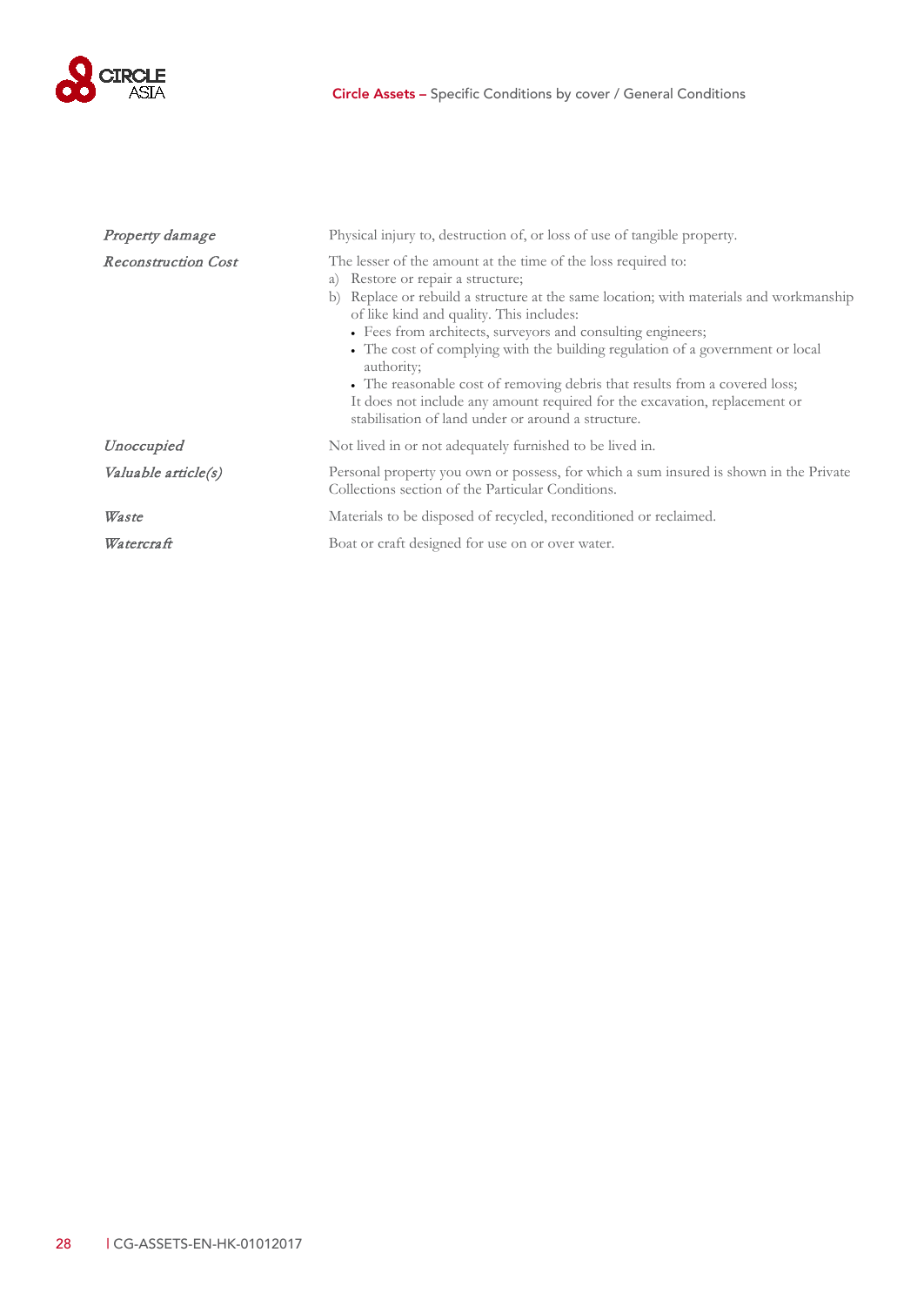*Property damage* — Physical injury to, destruction of, or loss of use of tangible property.

*Reconstruction Cost* — The lesser of the amount at the time of the loss required to:

a) Restore or repair a structure;
b) Replace or rebuild a structure at the same location; with materials and workmanship of like kind and quality. This includes:
   - Fees from architects, surveyors and consulting engineers;
   - The cost of complying with the building regulation of a government or local authority;
   - The reasonable cost of removing debris that results from a covered loss;

   It does not include any amount required for the excavation, replacement or stabilisation of land under or around a structure.

*Unoccupied* — Not lived in or not adequately furnished to be lived in.

*Valuable article(s)* — Personal property you own or possess, for which a sum insured is shown in the Private Collections section of the Particular Conditions.

*Waste* — Materials to be disposed of recycled, reconditioned or reclaimed.

*Watercraft* — Boat or craft designed for use on or over water.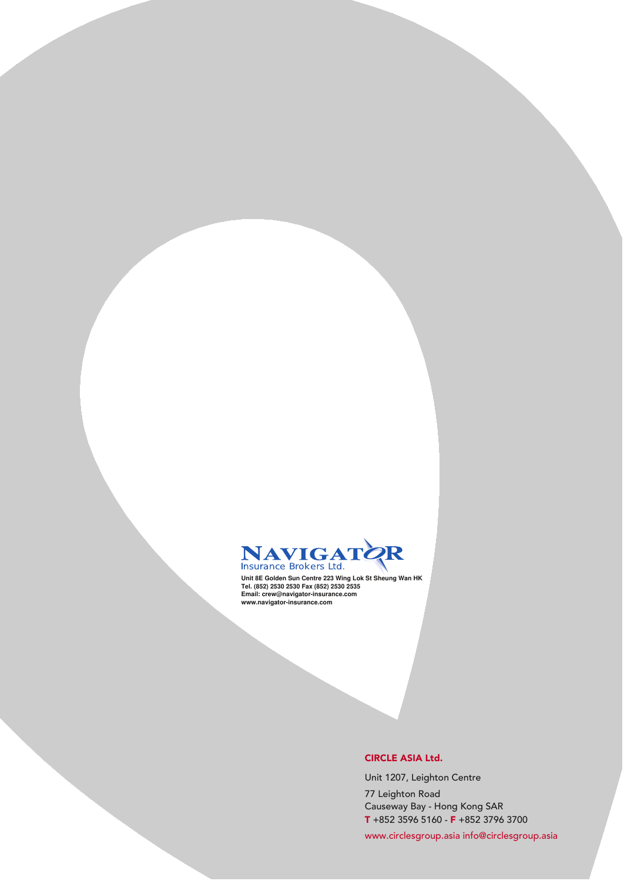**NAVIGATOR**
Insurance Brokers Ltd.

**Unit 8E Golden Sun Centre 223 Wing Lok St Sheung Wan HK**
**Tel. (852) 2530 2530 Fax (852) 2530 2535**
**Email: crew@navigator-insurance.com**
**www.navigator-insurance.com**

**CIRCLE ASIA Ltd.**

Unit 1207, Leighton Centre

77 Leighton Road
Causeway Bay - Hong Kong SAR
**T** +852 3596 5160 - **F** +852 3796 3700

www.circlesgroup.asia info@circlesgroup.asia